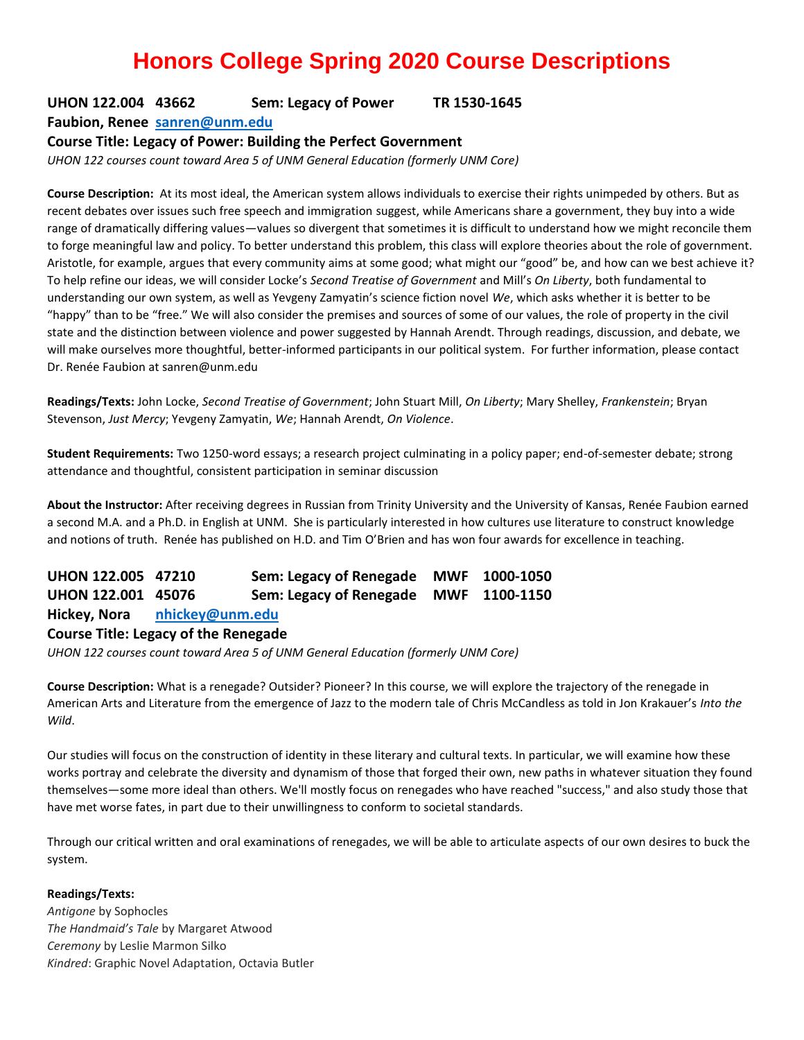# Honors College Spring 2020 Course Descriptions

**UHON 122.004 43662 Sem: Legacy of Power TR 1530-1645**
**Faubion, Renee [sanren@unm.edu](mailto:sanren@unm.edu)**
**Course Title: Legacy of Power: Building the Perfect Government**
*UHON 122 courses count toward Area 5 of UNM General Education (formerly UNM Core)*

**Course Description:** At its most ideal, the American system allows individuals to exercise their rights unimpeded by others. But as recent debates over issues such free speech and immigration suggest, while Americans share a government, they buy into a wide range of dramatically differing values—values so divergent that sometimes it is difficult to understand how we might reconcile them to forge meaningful law and policy. To better understand this problem, this class will explore theories about the role of government. Aristotle, for example, argues that every community aims at some good; what might our "good" be, and how can we best achieve it? To help refine our ideas, we will consider Locke's *Second Treatise of Government* and Mill's *On Liberty*, both fundamental to understanding our own system, as well as Yevgeny Zamyatin's science fiction novel *We*, which asks whether it is better to be "happy" than to be "free." We will also consider the premises and sources of some of our values, the role of property in the civil state and the distinction between violence and power suggested by Hannah Arendt. Through readings, discussion, and debate, we will make ourselves more thoughtful, better-informed participants in our political system. For further information, please contact Dr. Renée Faubion at sanren@unm.edu

**Readings/Texts:** John Locke, *Second Treatise of Government*; John Stuart Mill, *On Liberty*; Mary Shelley, *Frankenstein*; Bryan Stevenson, *Just Mercy*; Yevgeny Zamyatin, *We*; Hannah Arendt, *On Violence*.

**Student Requirements:** Two 1250-word essays; a research project culminating in a policy paper; end-of-semester debate; strong attendance and thoughtful, consistent participation in seminar discussion

**About the Instructor:** After receiving degrees in Russian from Trinity University and the University of Kansas, Renée Faubion earned a second M.A. and a Ph.D. in English at UNM. She is particularly interested in how cultures use literature to construct knowledge and notions of truth. Renée has published on H.D. and Tim O'Brien and has won four awards for excellence in teaching.

**UHON 122.005 47210 Sem: Legacy of Renegade MWF 1000-1050**
**UHON 122.001 45076 Sem: Legacy of Renegade MWF 1100-1150**
**Hickey, Nora [nhickey@unm.edu](mailto:nhickey@unm.edu)**
**Course Title: Legacy of the Renegade**
*UHON 122 courses count toward Area 5 of UNM General Education (formerly UNM Core)*

**Course Description:** What is a renegade? Outsider? Pioneer? In this course, we will explore the trajectory of the renegade in American Arts and Literature from the emergence of Jazz to the modern tale of Chris McCandless as told in Jon Krakauer's *Into the Wild*.

Our studies will focus on the construction of identity in these literary and cultural texts. In particular, we will examine how these works portray and celebrate the diversity and dynamism of those that forged their own, new paths in whatever situation they found themselves—some more ideal than others. We'll mostly focus on renegades who have reached "success," and also study those that have met worse fates, in part due to their unwillingness to conform to societal standards.

Through our critical written and oral examinations of renegades, we will be able to articulate aspects of our own desires to buck the system.

**Readings/Texts:**
*Antigone* by Sophocles
*The Handmaid's Tale* by Margaret Atwood
*Ceremony* by Leslie Marmon Silko
*Kindred*: Graphic Novel Adaptation, Octavia Butler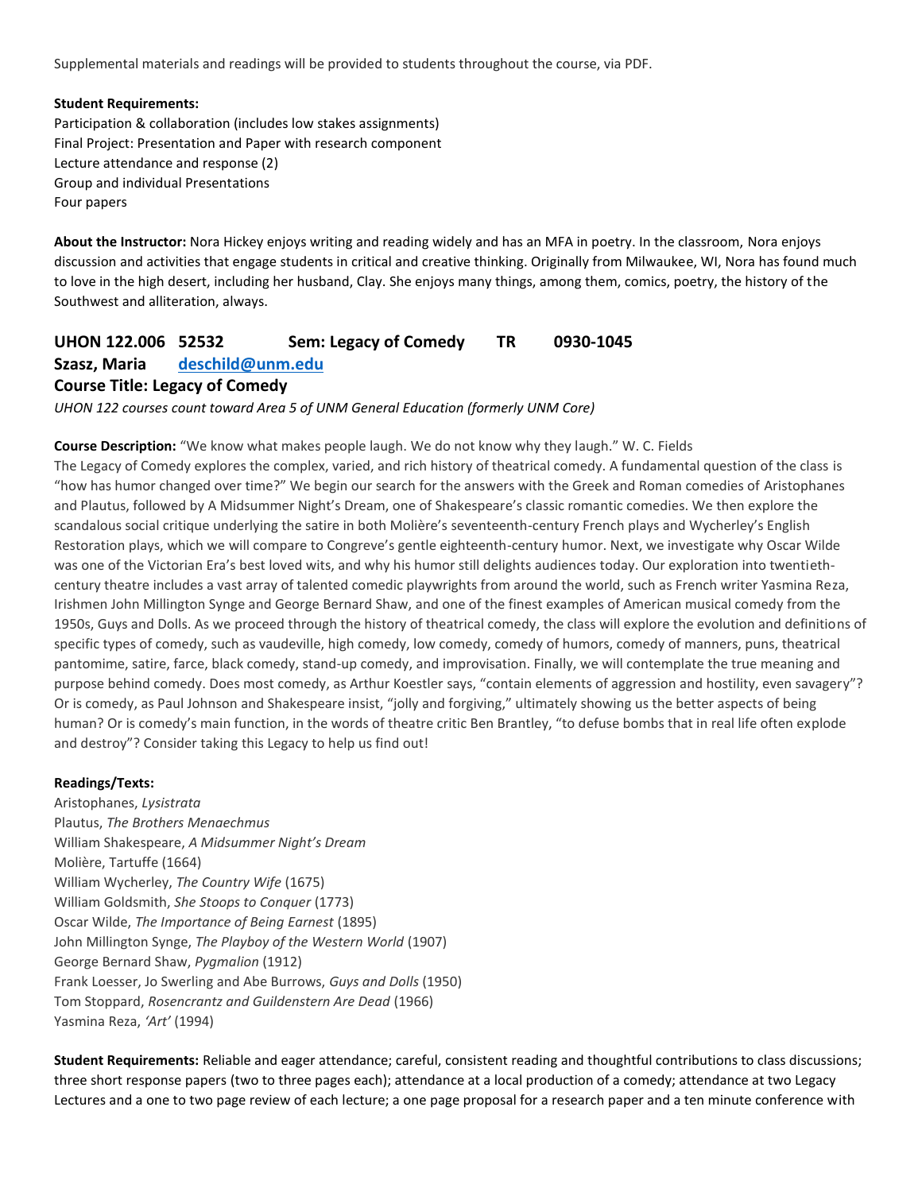Supplemental materials and readings will be provided to students throughout the course, via PDF.

**Student Requirements:**
Participation & collaboration (includes low stakes assignments)
Final Project: Presentation and Paper with research component
Lecture attendance and response (2)
Group and individual Presentations
Four papers

**About the Instructor:** Nora Hickey enjoys writing and reading widely and has an MFA in poetry. In the classroom, Nora enjoys discussion and activities that engage students in critical and creative thinking. Originally from Milwaukee, WI, Nora has found much to love in the high desert, including her husband, Clay. She enjoys many things, among them, comics, poetry, the history of the Southwest and alliteration, always.

## UHON 122.006 52532 Sem: Legacy of Comedy TR 0930-1045

### Szasz, Maria [deschild@unm.edu](mailto:deschild@unm.edu)

### Course Title: Legacy of Comedy

*UHON 122 courses count toward Area 5 of UNM General Education (formerly UNM Core)*

**Course Description:** "We know what makes people laugh. We do not know why they laugh." W. C. Fields
The Legacy of Comedy explores the complex, varied, and rich history of theatrical comedy. A fundamental question of the class is "how has humor changed over time?" We begin our search for the answers with the Greek and Roman comedies of Aristophanes and Plautus, followed by A Midsummer Night's Dream, one of Shakespeare's classic romantic comedies. We then explore the scandalous social critique underlying the satire in both Molière's seventeenth-century French plays and Wycherley's English Restoration plays, which we will compare to Congreve's gentle eighteenth-century humor. Next, we investigate why Oscar Wilde was one of the Victorian Era's best loved wits, and why his humor still delights audiences today. Our exploration into twentieth-century theatre includes a vast array of talented comedic playwrights from around the world, such as French writer Yasmina Reza, Irishmen John Millington Synge and George Bernard Shaw, and one of the finest examples of American musical comedy from the 1950s, Guys and Dolls. As we proceed through the history of theatrical comedy, the class will explore the evolution and definitions of specific types of comedy, such as vaudeville, high comedy, low comedy, comedy of humors, comedy of manners, puns, theatrical pantomime, satire, farce, black comedy, stand-up comedy, and improvisation. Finally, we will contemplate the true meaning and purpose behind comedy. Does most comedy, as Arthur Koestler says, "contain elements of aggression and hostility, even savagery"? Or is comedy, as Paul Johnson and Shakespeare insist, "jolly and forgiving," ultimately showing us the better aspects of being human? Or is comedy's main function, in the words of theatre critic Ben Brantley, "to defuse bombs that in real life often explode and destroy"? Consider taking this Legacy to help us find out!

**Readings/Texts:**
Aristophanes, *Lysistrata*
Plautus, *The Brothers Menaechmus*
William Shakespeare, *A Midsummer Night's Dream*
Molière, Tartuffe (1664)
William Wycherley, *The Country Wife* (1675)
William Goldsmith, *She Stoops to Conquer* (1773)
Oscar Wilde, *The Importance of Being Earnest* (1895)
John Millington Synge, *The Playboy of the Western World* (1907)
George Bernard Shaw, *Pygmalion* (1912)
Frank Loesser, Jo Swerling and Abe Burrows, *Guys and Dolls* (1950)
Tom Stoppard, *Rosencrantz and Guildenstern Are Dead* (1966)
Yasmina Reza, *'Art'* (1994)

**Student Requirements:** Reliable and eager attendance; careful, consistent reading and thoughtful contributions to class discussions; three short response papers (two to three pages each); attendance at a local production of a comedy; attendance at two Legacy Lectures and a one to two page review of each lecture; a one page proposal for a research paper and a ten minute conference with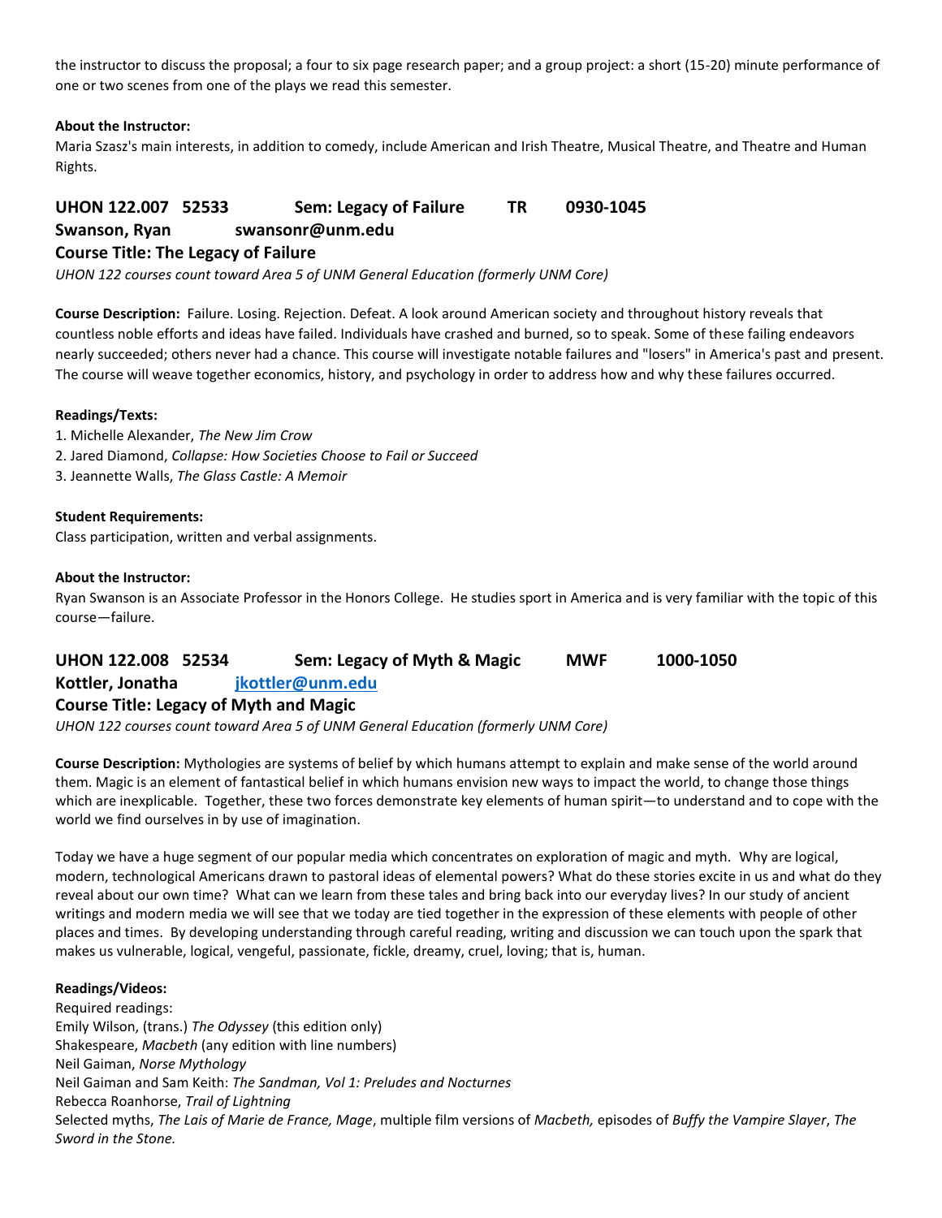the instructor to discuss the proposal; a four to six page research paper; and a group project: a short (15-20) minute performance of one or two scenes from one of the plays we read this semester.

**About the Instructor:**
Maria Szasz's main interests, in addition to comedy, include American and Irish Theatre, Musical Theatre, and Theatre and Human Rights.

## UHON 122.007 52533 Sem: Legacy of Failure TR 0930-1045
## Swanson, Ryan swansonr@unm.edu
## Course Title: The Legacy of Failure

*UHON 122 courses count toward Area 5 of UNM General Education (formerly UNM Core)*

**Course Description:** Failure. Losing. Rejection. Defeat. A look around American society and throughout history reveals that countless noble efforts and ideas have failed. Individuals have crashed and burned, so to speak. Some of these failing endeavors nearly succeeded; others never had a chance. This course will investigate notable failures and "losers" in America's past and present. The course will weave together economics, history, and psychology in order to address how and why these failures occurred.

**Readings/Texts:**
1. Michelle Alexander, *The New Jim Crow*
2. Jared Diamond, *Collapse: How Societies Choose to Fail or Succeed*
3. Jeannette Walls, *The Glass Castle: A Memoir*

**Student Requirements:**
Class participation, written and verbal assignments.

**About the Instructor:**
Ryan Swanson is an Associate Professor in the Honors College. He studies sport in America and is very familiar with the topic of this course—failure.

## UHON 122.008 52534 Sem: Legacy of Myth & Magic MWF 1000-1050
## Kottler, Jonatha jkottler@unm.edu
## Course Title: Legacy of Myth and Magic

*UHON 122 courses count toward Area 5 of UNM General Education (formerly UNM Core)*

**Course Description:** Mythologies are systems of belief by which humans attempt to explain and make sense of the world around them. Magic is an element of fantastical belief in which humans envision new ways to impact the world, to change those things which are inexplicable. Together, these two forces demonstrate key elements of human spirit—to understand and to cope with the world we find ourselves in by use of imagination.

Today we have a huge segment of our popular media which concentrates on exploration of magic and myth. Why are logical, modern, technological Americans drawn to pastoral ideas of elemental powers? What do these stories excite in us and what do they reveal about our own time? What can we learn from these tales and bring back into our everyday lives? In our study of ancient writings and modern media we will see that we today are tied together in the expression of these elements with people of other places and times. By developing understanding through careful reading, writing and discussion we can touch upon the spark that makes us vulnerable, logical, vengeful, passionate, fickle, dreamy, cruel, loving; that is, human.

**Readings/Videos:**
Required readings:
Emily Wilson, (trans.) *The Odyssey* (this edition only)
Shakespeare, *Macbeth* (any edition with line numbers)
Neil Gaiman, *Norse Mythology*
Neil Gaiman and Sam Keith: *The Sandman, Vol 1: Preludes and Nocturnes*
Rebecca Roanhorse, *Trail of Lightning*
Selected myths, *The Lais of Marie de France, Mage*, multiple film versions of *Macbeth,* episodes of *Buffy the Vampire Slayer*, *The Sword in the Stone.*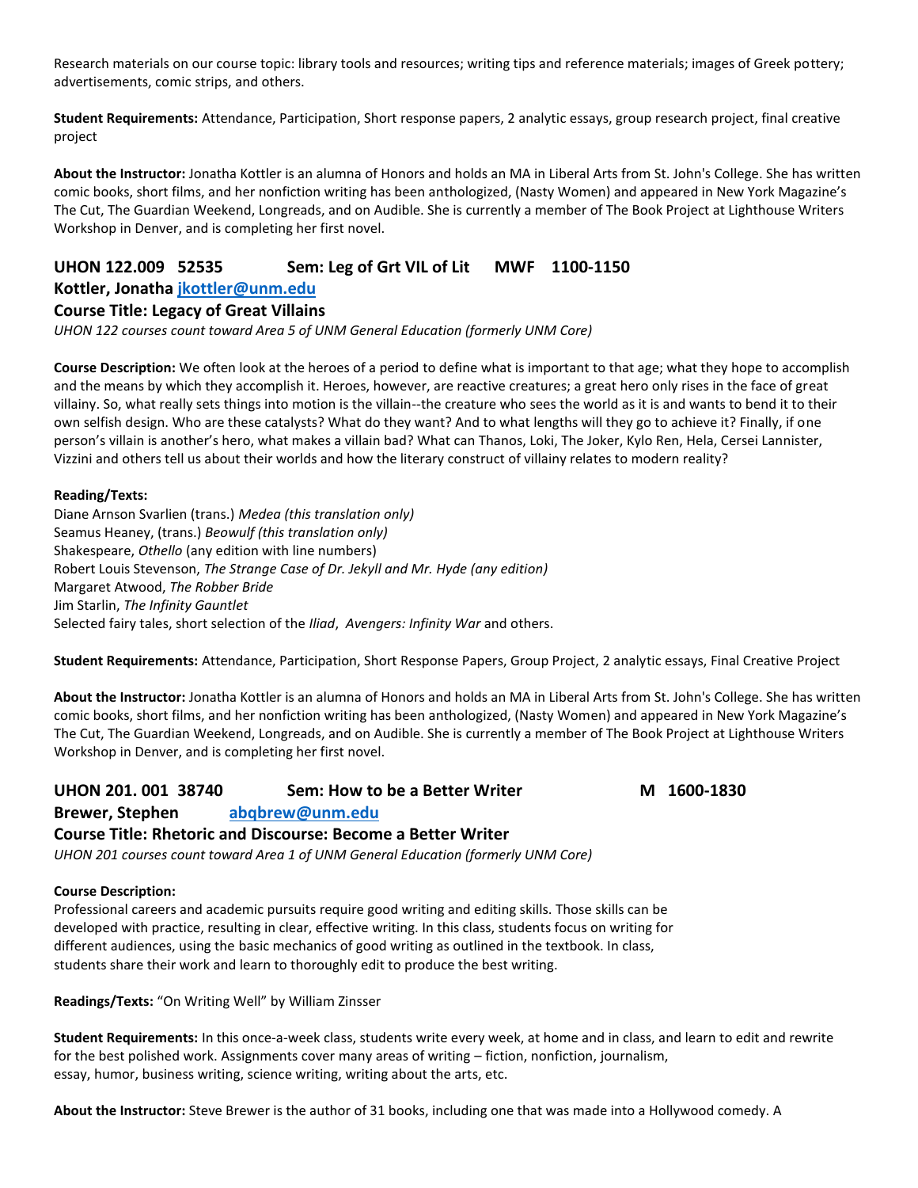Research materials on our course topic: library tools and resources; writing tips and reference materials; images of Greek pottery; advertisements, comic strips, and others.

**Student Requirements:** Attendance, Participation, Short response papers, 2 analytic essays, group research project, final creative project

**About the Instructor:** Jonatha Kottler is an alumna of Honors and holds an MA in Liberal Arts from St. John's College. She has written comic books, short films, and her nonfiction writing has been anthologized, (Nasty Women) and appeared in New York Magazine's The Cut, The Guardian Weekend, Longreads, and on Audible. She is currently a member of The Book Project at Lighthouse Writers Workshop in Denver, and is completing her first novel.

## UHON 122.009 52535 Sem: Leg of Grt VIL of Lit MWF 1100-1150

### Kottler, Jonatha jkottler@unm.edu

### Course Title: Legacy of Great Villains

*UHON 122 courses count toward Area 5 of UNM General Education (formerly UNM Core)*

**Course Description:** We often look at the heroes of a period to define what is important to that age; what they hope to accomplish and the means by which they accomplish it. Heroes, however, are reactive creatures; a great hero only rises in the face of great villainy. So, what really sets things into motion is the villain--the creature who sees the world as it is and wants to bend it to their own selfish design. Who are these catalysts? What do they want? And to what lengths will they go to achieve it? Finally, if one person's villain is another's hero, what makes a villain bad? What can Thanos, Loki, The Joker, Kylo Ren, Hela, Cersei Lannister, Vizzini and others tell us about their worlds and how the literary construct of villainy relates to modern reality?

**Reading/Texts:**

Diane Arnson Svarlien (trans.) *Medea (this translation only)*
Seamus Heaney, (trans.) *Beowulf (this translation only)*
Shakespeare, *Othello* (any edition with line numbers)
Robert Louis Stevenson, *The Strange Case of Dr. Jekyll and Mr. Hyde (any edition)*
Margaret Atwood, *The Robber Bride*
Jim Starlin, *The Infinity Gauntlet*
Selected fairy tales, short selection of the *Iliad*, *Avengers: Infinity War* and others.

**Student Requirements:** Attendance, Participation, Short Response Papers, Group Project, 2 analytic essays, Final Creative Project

**About the Instructor:** Jonatha Kottler is an alumna of Honors and holds an MA in Liberal Arts from St. John's College. She has written comic books, short films, and her nonfiction writing has been anthologized, (Nasty Women) and appeared in New York Magazine's The Cut, The Guardian Weekend, Longreads, and on Audible. She is currently a member of The Book Project at Lighthouse Writers Workshop in Denver, and is completing her first novel.

## UHON 201. 001 38740 Sem: How to be a Better Writer M 1600-1830

### Brewer, Stephen abqbrew@unm.edu

### Course Title: Rhetoric and Discourse: Become a Better Writer

*UHON 201 courses count toward Area 1 of UNM General Education (formerly UNM Core)*

**Course Description:**

Professional careers and academic pursuits require good writing and editing skills. Those skills can be developed with practice, resulting in clear, effective writing. In this class, students focus on writing for different audiences, using the basic mechanics of good writing as outlined in the textbook. In class, students share their work and learn to thoroughly edit to produce the best writing.

**Readings/Texts:** "On Writing Well" by William Zinsser

**Student Requirements:** In this once-a-week class, students write every week, at home and in class, and learn to edit and rewrite for the best polished work. Assignments cover many areas of writing – fiction, nonfiction, journalism, essay, humor, business writing, science writing, writing about the arts, etc.

**About the Instructor:** Steve Brewer is the author of 31 books, including one that was made into a Hollywood comedy. A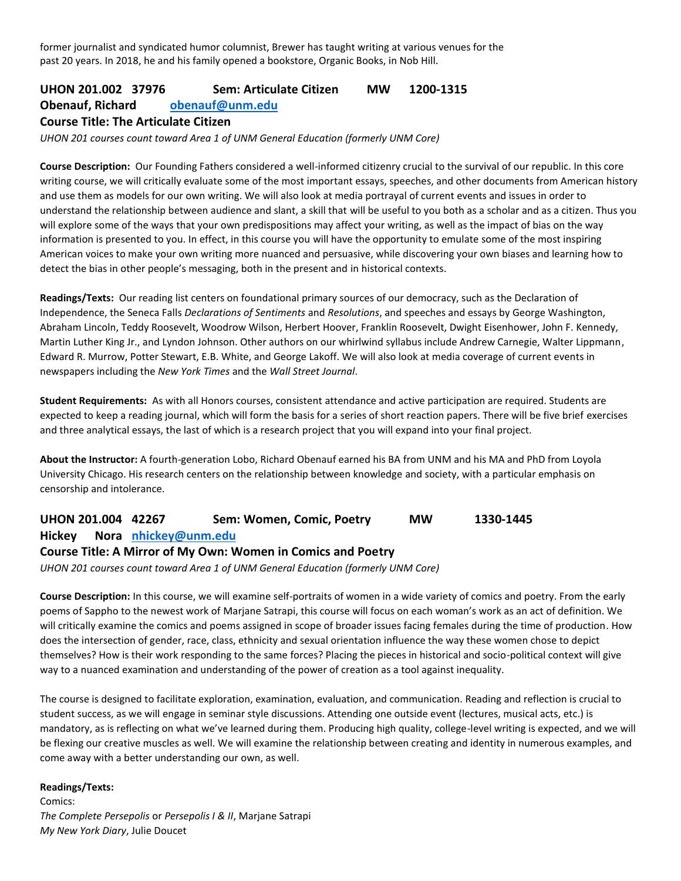former journalist and syndicated humor columnist, Brewer has taught writing at various venues for the past 20 years. In 2018, he and his family opened a bookstore, Organic Books, in Nob Hill.

### UHON 201.002 37976 Sem: Articulate Citizen MW 1200-1315

**Obenauf, Richard [obenauf@unm.edu](mailto:obenauf@unm.edu)**

**Course Title: The Articulate Citizen**

*UHON 201 courses count toward Area 1 of UNM General Education (formerly UNM Core)*

**Course Description:** Our Founding Fathers considered a well-informed citizenry crucial to the survival of our republic. In this core writing course, we will critically evaluate some of the most important essays, speeches, and other documents from American history and use them as models for our own writing. We will also look at media portrayal of current events and issues in order to understand the relationship between audience and slant, a skill that will be useful to you both as a scholar and as a citizen. Thus you will explore some of the ways that your own predispositions may affect your writing, as well as the impact of bias on the way information is presented to you. In effect, in this course you will have the opportunity to emulate some of the most inspiring American voices to make your own writing more nuanced and persuasive, while discovering your own biases and learning how to detect the bias in other people's messaging, both in the present and in historical contexts.

**Readings/Texts:** Our reading list centers on foundational primary sources of our democracy, such as the Declaration of Independence, the Seneca Falls *Declarations of Sentiments* and *Resolutions*, and speeches and essays by George Washington, Abraham Lincoln, Teddy Roosevelt, Woodrow Wilson, Herbert Hoover, Franklin Roosevelt, Dwight Eisenhower, John F. Kennedy, Martin Luther King Jr., and Lyndon Johnson. Other authors on our whirlwind syllabus include Andrew Carnegie, Walter Lippmann, Edward R. Murrow, Potter Stewart, E.B. White, and George Lakoff. We will also look at media coverage of current events in newspapers including the *New York Times* and the *Wall Street Journal*.

**Student Requirements:** As with all Honors courses, consistent attendance and active participation are required. Students are expected to keep a reading journal, which will form the basis for a series of short reaction papers. There will be five brief exercises and three analytical essays, the last of which is a research project that you will expand into your final project.

**About the Instructor:** A fourth-generation Lobo, Richard Obenauf earned his BA from UNM and his MA and PhD from Loyola University Chicago. His research centers on the relationship between knowledge and society, with a particular emphasis on censorship and intolerance.

### UHON 201.004 42267 Sem: Women, Comic, Poetry MW 1330-1445

**Hickey Nora [nhickey@unm.edu](mailto:nhickey@unm.edu)**

**Course Title: A Mirror of My Own: Women in Comics and Poetry**

*UHON 201 courses count toward Area 1 of UNM General Education (formerly UNM Core)*

**Course Description:** In this course, we will examine self-portraits of women in a wide variety of comics and poetry. From the early poems of Sappho to the newest work of Marjane Satrapi, this course will focus on each woman's work as an act of definition. We will critically examine the comics and poems assigned in scope of broader issues facing females during the time of production. How does the intersection of gender, race, class, ethnicity and sexual orientation influence the way these women chose to depict themselves? How is their work responding to the same forces? Placing the pieces in historical and socio-political context will give way to a nuanced examination and understanding of the power of creation as a tool against inequality.

The course is designed to facilitate exploration, examination, evaluation, and communication. Reading and reflection is crucial to student success, as we will engage in seminar style discussions. Attending one outside event (lectures, musical acts, etc.) is mandatory, as is reflecting on what we've learned during them. Producing high quality, college-level writing is expected, and we will be flexing our creative muscles as well. We will examine the relationship between creating and identity in numerous examples, and come away with a better understanding our own, as well.

**Readings/Texts:**

Comics:

*The Complete Persepolis* or *Persepolis I & II*, Marjane Satrapi

*My New York Diary*, Julie Doucet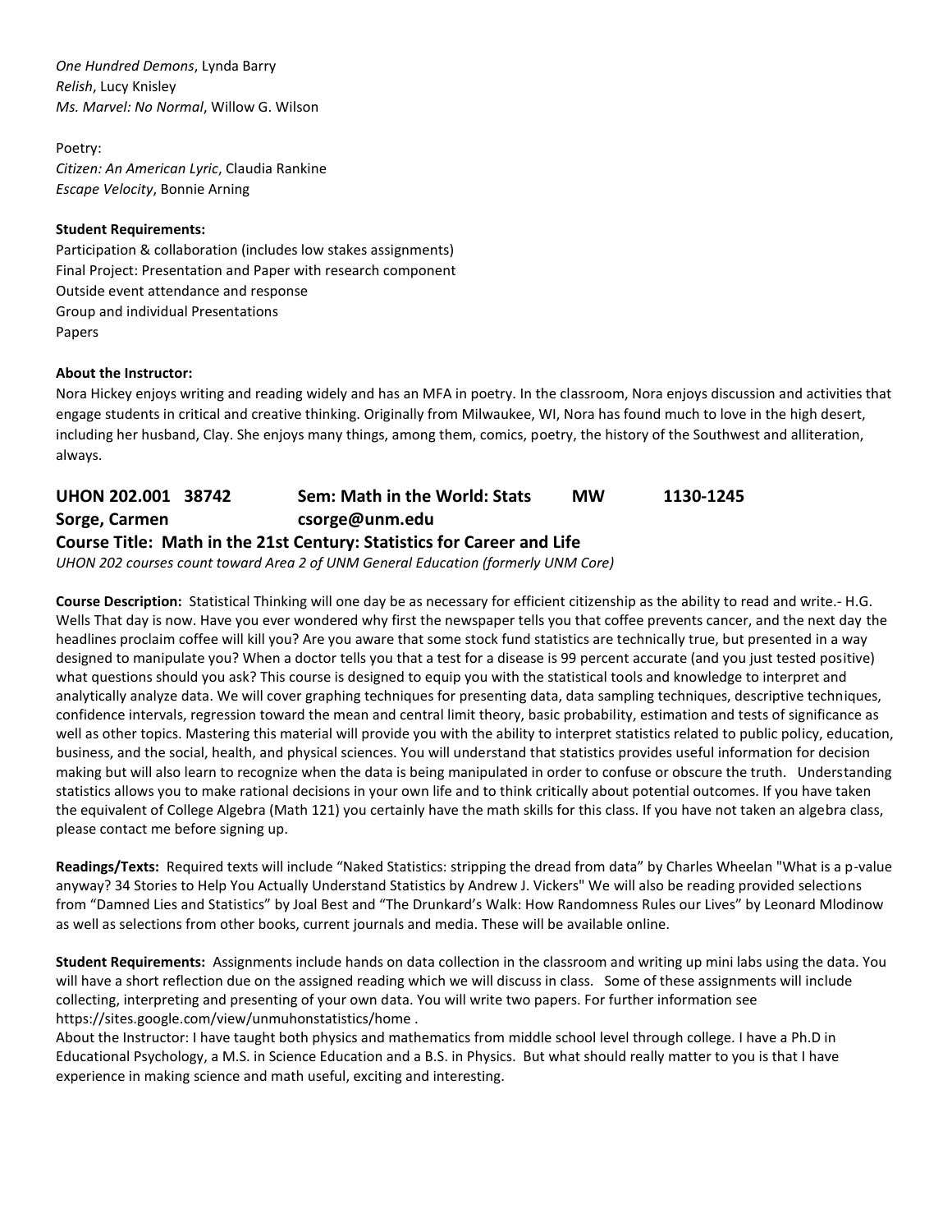*One Hundred Demons*, Lynda Barry
*Relish*, Lucy Knisley
*Ms. Marvel: No Normal*, Willow G. Wilson

Poetry:
*Citizen: An American Lyric*, Claudia Rankine
*Escape Velocity*, Bonnie Arning

**Student Requirements:**
Participation & collaboration (includes low stakes assignments)
Final Project: Presentation and Paper with research component
Outside event attendance and response
Group and individual Presentations
Papers

**About the Instructor:**
Nora Hickey enjoys writing and reading widely and has an MFA in poetry. In the classroom, Nora enjoys discussion and activities that engage students in critical and creative thinking. Originally from Milwaukee, WI, Nora has found much to love in the high desert, including her husband, Clay. She enjoys many things, among them, comics, poetry, the history of the Southwest and alliteration, always.

## UHON 202.001 38742 Sem: Math in the World: Stats MW 1130-1245
## Sorge, Carmen csorge@unm.edu
## Course Title: Math in the 21st Century: Statistics for Career and Life

*UHON 202 courses count toward Area 2 of UNM General Education (formerly UNM Core)*

**Course Description:** Statistical Thinking will one day be as necessary for efficient citizenship as the ability to read and write.- H.G. Wells That day is now. Have you ever wondered why first the newspaper tells you that coffee prevents cancer, and the next day the headlines proclaim coffee will kill you? Are you aware that some stock fund statistics are technically true, but presented in a way designed to manipulate you? When a doctor tells you that a test for a disease is 99 percent accurate (and you just tested positive) what questions should you ask? This course is designed to equip you with the statistical tools and knowledge to interpret and analytically analyze data. We will cover graphing techniques for presenting data, data sampling techniques, descriptive techniques, confidence intervals, regression toward the mean and central limit theory, basic probability, estimation and tests of significance as well as other topics. Mastering this material will provide you with the ability to interpret statistics related to public policy, education, business, and the social, health, and physical sciences. You will understand that statistics provides useful information for decision making but will also learn to recognize when the data is being manipulated in order to confuse or obscure the truth. Understanding statistics allows you to make rational decisions in your own life and to think critically about potential outcomes. If you have taken the equivalent of College Algebra (Math 121) you certainly have the math skills for this class. If you have not taken an algebra class, please contact me before signing up.

**Readings/Texts:** Required texts will include "Naked Statistics: stripping the dread from data" by Charles Wheelan "What is a p-value anyway? 34 Stories to Help You Actually Understand Statistics by Andrew J. Vickers" We will also be reading provided selections from "Damned Lies and Statistics" by Joal Best and "The Drunkard's Walk: How Randomness Rules our Lives" by Leonard Mlodinow as well as selections from other books, current journals and media. These will be available online.

**Student Requirements:** Assignments include hands on data collection in the classroom and writing up mini labs using the data. You will have a short reflection due on the assigned reading which we will discuss in class. Some of these assignments will include collecting, interpreting and presenting of your own data. You will write two papers. For further information see https://sites.google.com/view/unmuhonstatistics/home .

About the Instructor: I have taught both physics and mathematics from middle school level through college. I have a Ph.D in Educational Psychology, a M.S. in Science Education and a B.S. in Physics. But what should really matter to you is that I have experience in making science and math useful, exciting and interesting.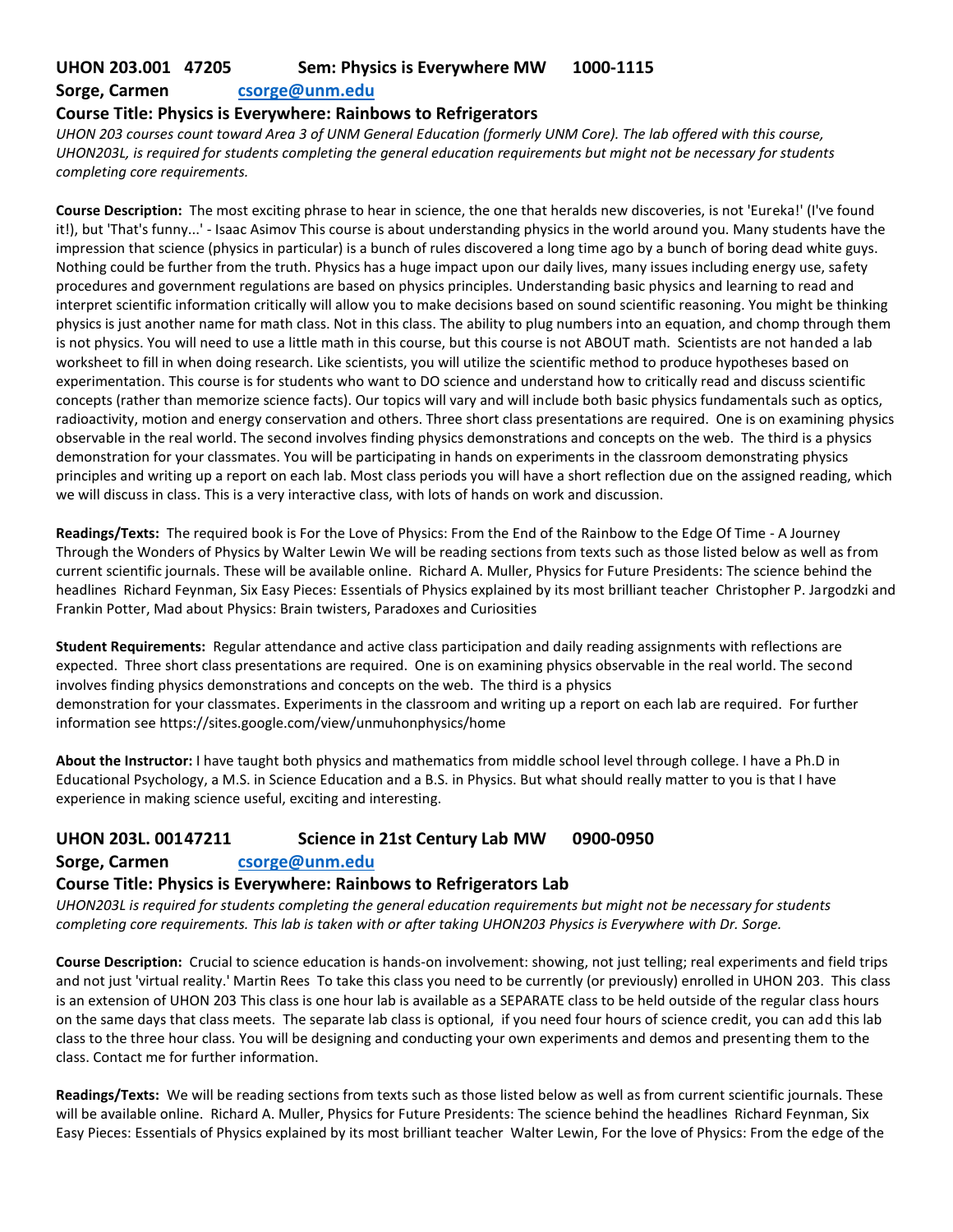**UHON 203.001 47205 Sem: Physics is Everywhere MW 1000-1115**

**Sorge, Carmen** **csorge@unm.edu**

### Course Title: Physics is Everywhere: Rainbows to Refrigerators

*UHON 203 courses count toward Area 3 of UNM General Education (formerly UNM Core). The lab offered with this course, UHON203L, is required for students completing the general education requirements but might not be necessary for students completing core requirements.*

**Course Description:** The most exciting phrase to hear in science, the one that heralds new discoveries, is not 'Eureka!' (I've found it!), but 'That's funny...' - Isaac Asimov This course is about understanding physics in the world around you. Many students have the impression that science (physics in particular) is a bunch of rules discovered a long time ago by a bunch of boring dead white guys. Nothing could be further from the truth. Physics has a huge impact upon our daily lives, many issues including energy use, safety procedures and government regulations are based on physics principles. Understanding basic physics and learning to read and interpret scientific information critically will allow you to make decisions based on sound scientific reasoning. You might be thinking physics is just another name for math class. Not in this class. The ability to plug numbers into an equation, and chomp through them is not physics. You will need to use a little math in this course, but this course is not ABOUT math. Scientists are not handed a lab worksheet to fill in when doing research. Like scientists, you will utilize the scientific method to produce hypotheses based on experimentation. This course is for students who want to DO science and understand how to critically read and discuss scientific concepts (rather than memorize science facts). Our topics will vary and will include both basic physics fundamentals such as optics, radioactivity, motion and energy conservation and others. Three short class presentations are required. One is on examining physics observable in the real world. The second involves finding physics demonstrations and concepts on the web. The third is a physics demonstration for your classmates. You will be participating in hands on experiments in the classroom demonstrating physics principles and writing up a report on each lab. Most class periods you will have a short reflection due on the assigned reading, which we will discuss in class. This is a very interactive class, with lots of hands on work and discussion.

**Readings/Texts:** The required book is For the Love of Physics: From the End of the Rainbow to the Edge Of Time - A Journey Through the Wonders of Physics by Walter Lewin We will be reading sections from texts such as those listed below as well as from current scientific journals. These will be available online. Richard A. Muller, Physics for Future Presidents: The science behind the headlines Richard Feynman, Six Easy Pieces: Essentials of Physics explained by its most brilliant teacher Christopher P. Jargodzki and Frankin Potter, Mad about Physics: Brain twisters, Paradoxes and Curiosities

**Student Requirements:** Regular attendance and active class participation and daily reading assignments with reflections are expected. Three short class presentations are required. One is on examining physics observable in the real world. The second involves finding physics demonstrations and concepts on the web. The third is a physics demonstration for your classmates. Experiments in the classroom and writing up a report on each lab are required. For further information see https://sites.google.com/view/unmuhonphysics/home

**About the Instructor:** I have taught both physics and mathematics from middle school level through college. I have a Ph.D in Educational Psychology, a M.S. in Science Education and a B.S. in Physics. But what should really matter to you is that I have experience in making science useful, exciting and interesting.

**UHON 203L. 00147211 Science in 21st Century Lab MW 0900-0950**

**Sorge, Carmen** **csorge@unm.edu**

### Course Title: Physics is Everywhere: Rainbows to Refrigerators Lab

*UHON203L is required for students completing the general education requirements but might not be necessary for students completing core requirements. This lab is taken with or after taking UHON203 Physics is Everywhere with Dr. Sorge.*

**Course Description:** Crucial to science education is hands-on involvement: showing, not just telling; real experiments and field trips and not just 'virtual reality.' Martin Rees To take this class you need to be currently (or previously) enrolled in UHON 203. This class is an extension of UHON 203 This class is one hour lab is available as a SEPARATE class to be held outside of the regular class hours on the same days that class meets. The separate lab class is optional, if you need four hours of science credit, you can add this lab class to the three hour class. You will be designing and conducting your own experiments and demos and presenting them to the class. Contact me for further information.

**Readings/Texts:** We will be reading sections from texts such as those listed below as well as from current scientific journals. These will be available online. Richard A. Muller, Physics for Future Presidents: The science behind the headlines Richard Feynman, Six Easy Pieces: Essentials of Physics explained by its most brilliant teacher Walter Lewin, For the love of Physics: From the edge of the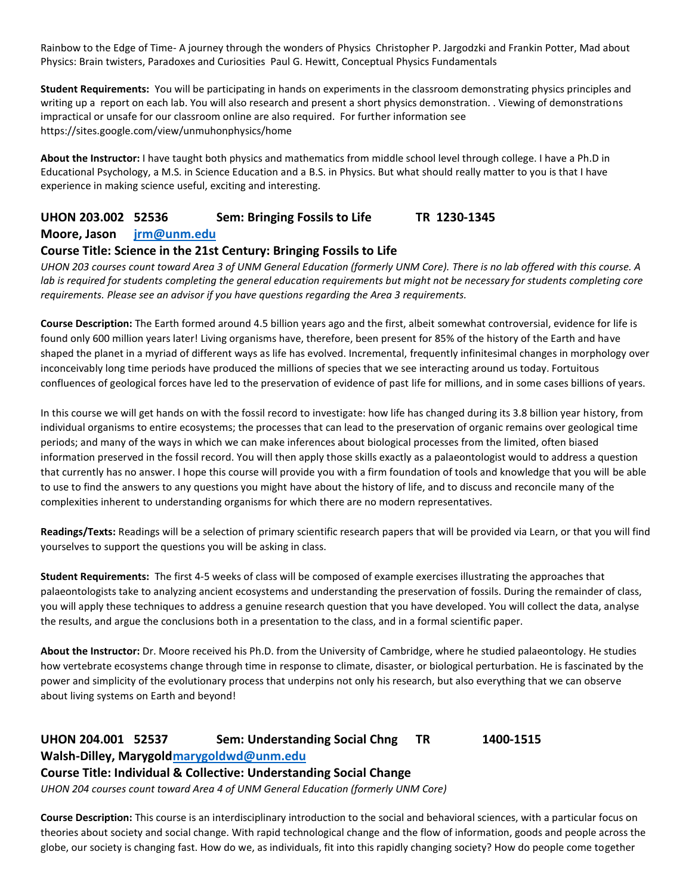Rainbow to the Edge of Time- A journey through the wonders of Physics Christopher P. Jargodzki and Frankin Potter, Mad about Physics: Brain twisters, Paradoxes and Curiosities Paul G. Hewitt, Conceptual Physics Fundamentals

**Student Requirements:** You will be participating in hands on experiments in the classroom demonstrating physics principles and writing up a report on each lab. You will also research and present a short physics demonstration. . Viewing of demonstrations impractical or unsafe for our classroom online are also required. For further information see https://sites.google.com/view/unmuhonphysics/home

**About the Instructor:** I have taught both physics and mathematics from middle school level through college. I have a Ph.D in Educational Psychology, a M.S. in Science Education and a B.S. in Physics. But what should really matter to you is that I have experience in making science useful, exciting and interesting.

## UHON 203.002 52536 Sem: Bringing Fossils to Life TR 1230-1345

**Moore, Jason [jrm@unm.edu](mailto:jrm@unm.edu)**

### Course Title: Science in the 21st Century: Bringing Fossils to Life

*UHON 203 courses count toward Area 3 of UNM General Education (formerly UNM Core). There is no lab offered with this course. A lab is required for students completing the general education requirements but might not be necessary for students completing core requirements. Please see an advisor if you have questions regarding the Area 3 requirements.*

**Course Description:** The Earth formed around 4.5 billion years ago and the first, albeit somewhat controversial, evidence for life is found only 600 million years later! Living organisms have, therefore, been present for 85% of the history of the Earth and have shaped the planet in a myriad of different ways as life has evolved. Incremental, frequently infinitesimal changes in morphology over inconceivably long time periods have produced the millions of species that we see interacting around us today. Fortuitous confluences of geological forces have led to the preservation of evidence of past life for millions, and in some cases billions of years.

In this course we will get hands on with the fossil record to investigate: how life has changed during its 3.8 billion year history, from individual organisms to entire ecosystems; the processes that can lead to the preservation of organic remains over geological time periods; and many of the ways in which we can make inferences about biological processes from the limited, often biased information preserved in the fossil record. You will then apply those skills exactly as a palaeontologist would to address a question that currently has no answer. I hope this course will provide you with a firm foundation of tools and knowledge that you will be able to use to find the answers to any questions you might have about the history of life, and to discuss and reconcile many of the complexities inherent to understanding organisms for which there are no modern representatives.

**Readings/Texts:** Readings will be a selection of primary scientific research papers that will be provided via Learn, or that you will find yourselves to support the questions you will be asking in class.

**Student Requirements:** The first 4-5 weeks of class will be composed of example exercises illustrating the approaches that palaeontologists take to analyzing ancient ecosystems and understanding the preservation of fossils. During the remainder of class, you will apply these techniques to address a genuine research question that you have developed. You will collect the data, analyse the results, and argue the conclusions both in a presentation to the class, and in a formal scientific paper.

**About the Instructor:** Dr. Moore received his Ph.D. from the University of Cambridge, where he studied palaeontology. He studies how vertebrate ecosystems change through time in response to climate, disaster, or biological perturbation. He is fascinated by the power and simplicity of the evolutionary process that underpins not only his research, but also everything that we can observe about living systems on Earth and beyond!

## UHON 204.001 52537 Sem: Understanding Social Chng TR 1400-1515

**Walsh-Dilley, Marygold [marygoldwd@unm.edu](mailto:marygoldwd@unm.edu)**

### Course Title: Individual & Collective: Understanding Social Change

*UHON 204 courses count toward Area 4 of UNM General Education (formerly UNM Core)*

**Course Description:** This course is an interdisciplinary introduction to the social and behavioral sciences, with a particular focus on theories about society and social change. With rapid technological change and the flow of information, goods and people across the globe, our society is changing fast. How do we, as individuals, fit into this rapidly changing society? How do people come together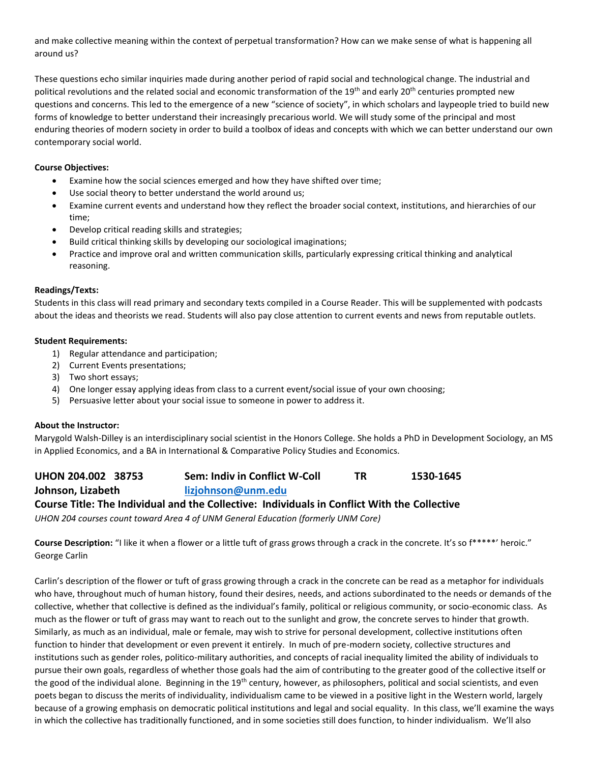and make collective meaning within the context of perpetual transformation? How can we make sense of what is happening all around us?

These questions echo similar inquiries made during another period of rapid social and technological change. The industrial and political revolutions and the related social and economic transformation of the 19th and early 20th centuries prompted new questions and concerns. This led to the emergence of a new "science of society", in which scholars and laypeople tried to build new forms of knowledge to better understand their increasingly precarious world. We will study some of the principal and most enduring theories of modern society in order to build a toolbox of ideas and concepts with which we can better understand our own contemporary social world.

**Course Objectives:**

- Examine how the social sciences emerged and how they have shifted over time;
- Use social theory to better understand the world around us;
- Examine current events and understand how they reflect the broader social context, institutions, and hierarchies of our time;
- Develop critical reading skills and strategies;
- Build critical thinking skills by developing our sociological imaginations;
- Practice and improve oral and written communication skills, particularly expressing critical thinking and analytical reasoning.

**Readings/Texts:**
Students in this class will read primary and secondary texts compiled in a Course Reader. This will be supplemented with podcasts about the ideas and theorists we read. Students will also pay close attention to current events and news from reputable outlets.

**Student Requirements:**

1) Regular attendance and participation;
2) Current Events presentations;
3) Two short essays;
4) One longer essay applying ideas from class to a current event/social issue of your own choosing;
5) Persuasive letter about your social issue to someone in power to address it.

**About the Instructor:**
Marygold Walsh-Dilley is an interdisciplinary social scientist in the Honors College. She holds a PhD in Development Sociology, an MS in Applied Economics, and a BA in International & Comparative Policy Studies and Economics.

## UHON 204.002 38753 Sem: Indiv in Conflict W-Coll TR 1530-1645
**Johnson, Lizabeth** lizjohnson@unm.edu

## Course Title: The Individual and the Collective: Individuals in Conflict With the Collective

*UHON 204 courses count toward Area 4 of UNM General Education (formerly UNM Core)*

**Course Description:** "I like it when a flower or a little tuft of grass grows through a crack in the concrete. It's so f*****' heroic." George Carlin

Carlin's description of the flower or tuft of grass growing through a crack in the concrete can be read as a metaphor for individuals who have, throughout much of human history, found their desires, needs, and actions subordinated to the needs or demands of the collective, whether that collective is defined as the individual's family, political or religious community, or socio-economic class. As much as the flower or tuft of grass may want to reach out to the sunlight and grow, the concrete serves to hinder that growth. Similarly, as much as an individual, male or female, may wish to strive for personal development, collective institutions often function to hinder that development or even prevent it entirely. In much of pre-modern society, collective structures and institutions such as gender roles, politico-military authorities, and concepts of racial inequality limited the ability of individuals to pursue their own goals, regardless of whether those goals had the aim of contributing to the greater good of the collective itself or the good of the individual alone. Beginning in the 19th century, however, as philosophers, political and social scientists, and even poets began to discuss the merits of individuality, individualism came to be viewed in a positive light in the Western world, largely because of a growing emphasis on democratic political institutions and legal and social equality. In this class, we'll examine the ways in which the collective has traditionally functioned, and in some societies still does function, to hinder individualism. We'll also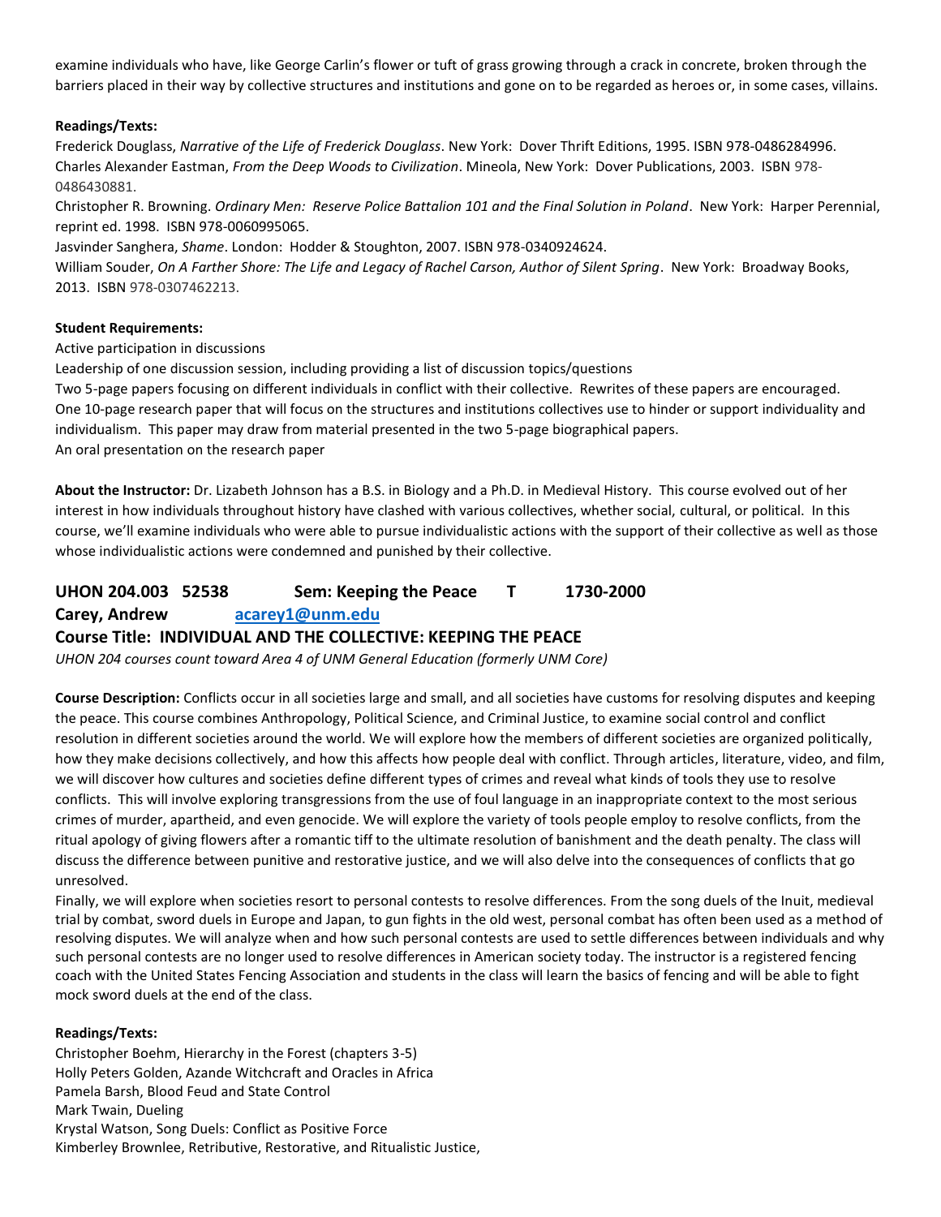examine individuals who have, like George Carlin's flower or tuft of grass growing through a crack in concrete, broken through the barriers placed in their way by collective structures and institutions and gone on to be regarded as heroes or, in some cases, villains.

**Readings/Texts:**

Frederick Douglass, *Narrative of the Life of Frederick Douglass*. New York: Dover Thrift Editions, 1995. ISBN 978-0486284996.
Charles Alexander Eastman, *From the Deep Woods to Civilization*. Mineola, New York: Dover Publications, 2003. ISBN 978-0486430881.
Christopher R. Browning. *Ordinary Men: Reserve Police Battalion 101 and the Final Solution in Poland*. New York: Harper Perennial, reprint ed. 1998. ISBN 978-0060995065.
Jasvinder Sanghera, *Shame*. London: Hodder & Stoughton, 2007. ISBN 978-0340924624.
William Souder, *On A Farther Shore: The Life and Legacy of Rachel Carson, Author of Silent Spring*. New York: Broadway Books, 2013. ISBN 978-0307462213.

**Student Requirements:**

Active participation in discussions
Leadership of one discussion session, including providing a list of discussion topics/questions
Two 5-page papers focusing on different individuals in conflict with their collective. Rewrites of these papers are encouraged.
One 10-page research paper that will focus on the structures and institutions collectives use to hinder or support individuality and individualism. This paper may draw from material presented in the two 5-page biographical papers.
An oral presentation on the research paper

**About the Instructor:** Dr. Lizabeth Johnson has a B.S. in Biology and a Ph.D. in Medieval History. This course evolved out of her interest in how individuals throughout history have clashed with various collectives, whether social, cultural, or political. In this course, we'll examine individuals who were able to pursue individualistic actions with the support of their collective as well as those whose individualistic actions were condemned and punished by their collective.

## UHON 204.003 52538 Sem: Keeping the Peace T 1730-2000
## Carey, Andrew acarey1@unm.edu
## Course Title: INDIVIDUAL AND THE COLLECTIVE: KEEPING THE PEACE

*UHON 204 courses count toward Area 4 of UNM General Education (formerly UNM Core)*

**Course Description:** Conflicts occur in all societies large and small, and all societies have customs for resolving disputes and keeping the peace. This course combines Anthropology, Political Science, and Criminal Justice, to examine social control and conflict resolution in different societies around the world. We will explore how the members of different societies are organized politically, how they make decisions collectively, and how this affects how people deal with conflict. Through articles, literature, video, and film, we will discover how cultures and societies define different types of crimes and reveal what kinds of tools they use to resolve conflicts. This will involve exploring transgressions from the use of foul language in an inappropriate context to the most serious crimes of murder, apartheid, and even genocide. We will explore the variety of tools people employ to resolve conflicts, from the ritual apology of giving flowers after a romantic tiff to the ultimate resolution of banishment and the death penalty. The class will discuss the difference between punitive and restorative justice, and we will also delve into the consequences of conflicts that go unresolved.

Finally, we will explore when societies resort to personal contests to resolve differences. From the song duels of the Inuit, medieval trial by combat, sword duels in Europe and Japan, to gun fights in the old west, personal combat has often been used as a method of resolving disputes. We will analyze when and how such personal contests are used to settle differences between individuals and why such personal contests are no longer used to resolve differences in American society today. The instructor is a registered fencing coach with the United States Fencing Association and students in the class will learn the basics of fencing and will be able to fight mock sword duels at the end of the class.

**Readings/Texts:**

Christopher Boehm, Hierarchy in the Forest (chapters 3-5)
Holly Peters Golden, Azande Witchcraft and Oracles in Africa
Pamela Barsh, Blood Feud and State Control
Mark Twain, Dueling
Krystal Watson, Song Duels: Conflict as Positive Force
Kimberley Brownlee, Retributive, Restorative, and Ritualistic Justice,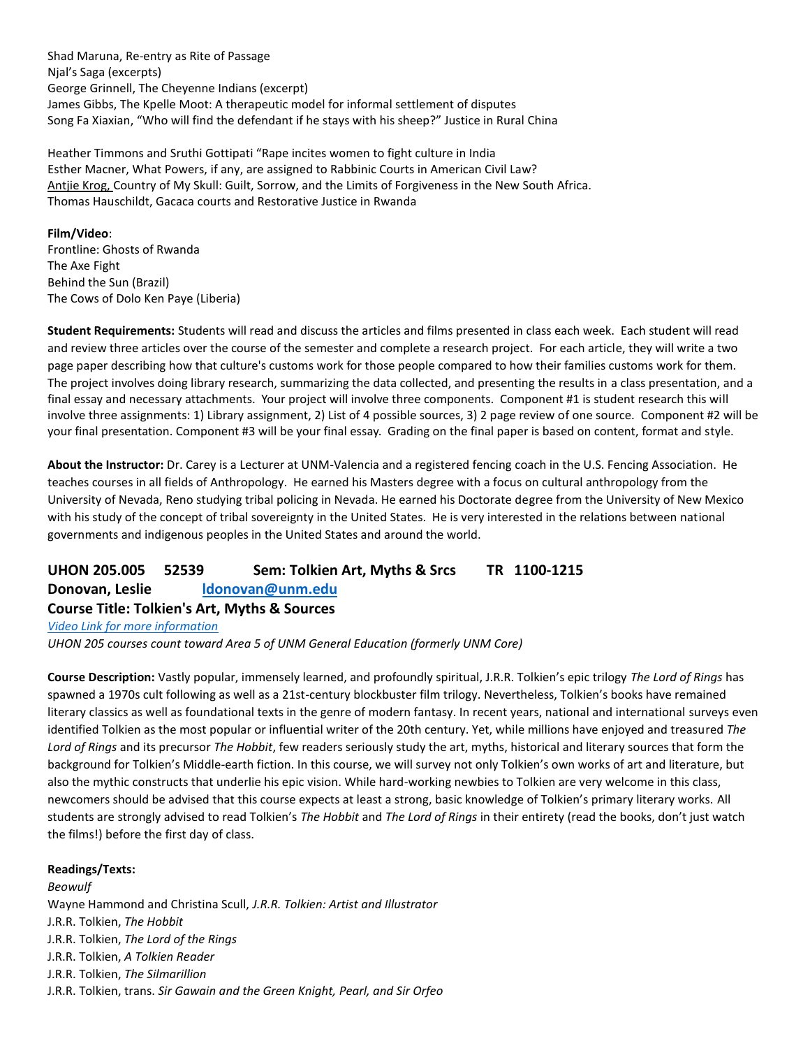Shad Maruna, Re-entry as Rite of Passage
Njal's Saga (excerpts)
George Grinnell, The Cheyenne Indians (excerpt)
James Gibbs, The Kpelle Moot: A therapeutic model for informal settlement of disputes
Song Fa Xiaxian, "Who will find the defendant if he stays with his sheep?" Justice in Rural China

Heather Timmons and Sruthi Gottipati "Rape incites women to fight culture in India
Esther Macner, What Powers, if any, are assigned to Rabbinic Courts in American Civil Law?
Antjie Krog, Country of My Skull: Guilt, Sorrow, and the Limits of Forgiveness in the New South Africa.
Thomas Hauschildt, Gacaca courts and Restorative Justice in Rwanda

**Film/Video**:
Frontline: Ghosts of Rwanda
The Axe Fight
Behind the Sun (Brazil)
The Cows of Dolo Ken Paye (Liberia)

**Student Requirements:** Students will read and discuss the articles and films presented in class each week. Each student will read and review three articles over the course of the semester and complete a research project. For each article, they will write a two page paper describing how that culture's customs work for those people compared to how their families customs work for them. The project involves doing library research, summarizing the data collected, and presenting the results in a class presentation, and a final essay and necessary attachments. Your project will involve three components. Component #1 is student research this will involve three assignments: 1) Library assignment, 2) List of 4 possible sources, 3) 2 page review of one source. Component #2 will be your final presentation. Component #3 will be your final essay. Grading on the final paper is based on content, format and style.

**About the Instructor:** Dr. Carey is a Lecturer at UNM-Valencia and a registered fencing coach in the U.S. Fencing Association. He teaches courses in all fields of Anthropology. He earned his Masters degree with a focus on cultural anthropology from the University of Nevada, Reno studying tribal policing in Nevada. He earned his Doctorate degree from the University of New Mexico with his study of the concept of tribal sovereignty in the United States. He is very interested in the relations between national governments and indigenous peoples in the United States and around the world.

## UHON 205.005 52539 Sem: Tolkien Art, Myths & Srcs TR 1100-1215
## Donovan, Leslie ldonovan@unm.edu
## Course Title: Tolkien's Art, Myths & Sources

*Video Link for more information*

*UHON 205 courses count toward Area 5 of UNM General Education (formerly UNM Core)*

**Course Description:** Vastly popular, immensely learned, and profoundly spiritual, J.R.R. Tolkien's epic trilogy *The Lord of Rings* has spawned a 1970s cult following as well as a 21st-century blockbuster film trilogy. Nevertheless, Tolkien's books have remained literary classics as well as foundational texts in the genre of modern fantasy. In recent years, national and international surveys even identified Tolkien as the most popular or influential writer of the 20th century. Yet, while millions have enjoyed and treasured *The Lord of Rings* and its precursor *The Hobbit*, few readers seriously study the art, myths, historical and literary sources that form the background for Tolkien's Middle-earth fiction. In this course, we will survey not only Tolkien's own works of art and literature, but also the mythic constructs that underlie his epic vision. While hard-working newbies to Tolkien are very welcome in this class, newcomers should be advised that this course expects at least a strong, basic knowledge of Tolkien's primary literary works. All students are strongly advised to read Tolkien's *The Hobbit* and *The Lord of Rings* in their entirety (read the books, don't just watch the films!) before the first day of class.

**Readings/Texts:**
*Beowulf*
Wayne Hammond and Christina Scull, *J.R.R. Tolkien: Artist and Illustrator*
J.R.R. Tolkien, *The Hobbit*
J.R.R. Tolkien, *The Lord of the Rings*
J.R.R. Tolkien, *A Tolkien Reader*
J.R.R. Tolkien, *The Silmarillion*
J.R.R. Tolkien, trans. *Sir Gawain and the Green Knight, Pearl, and Sir Orfeo*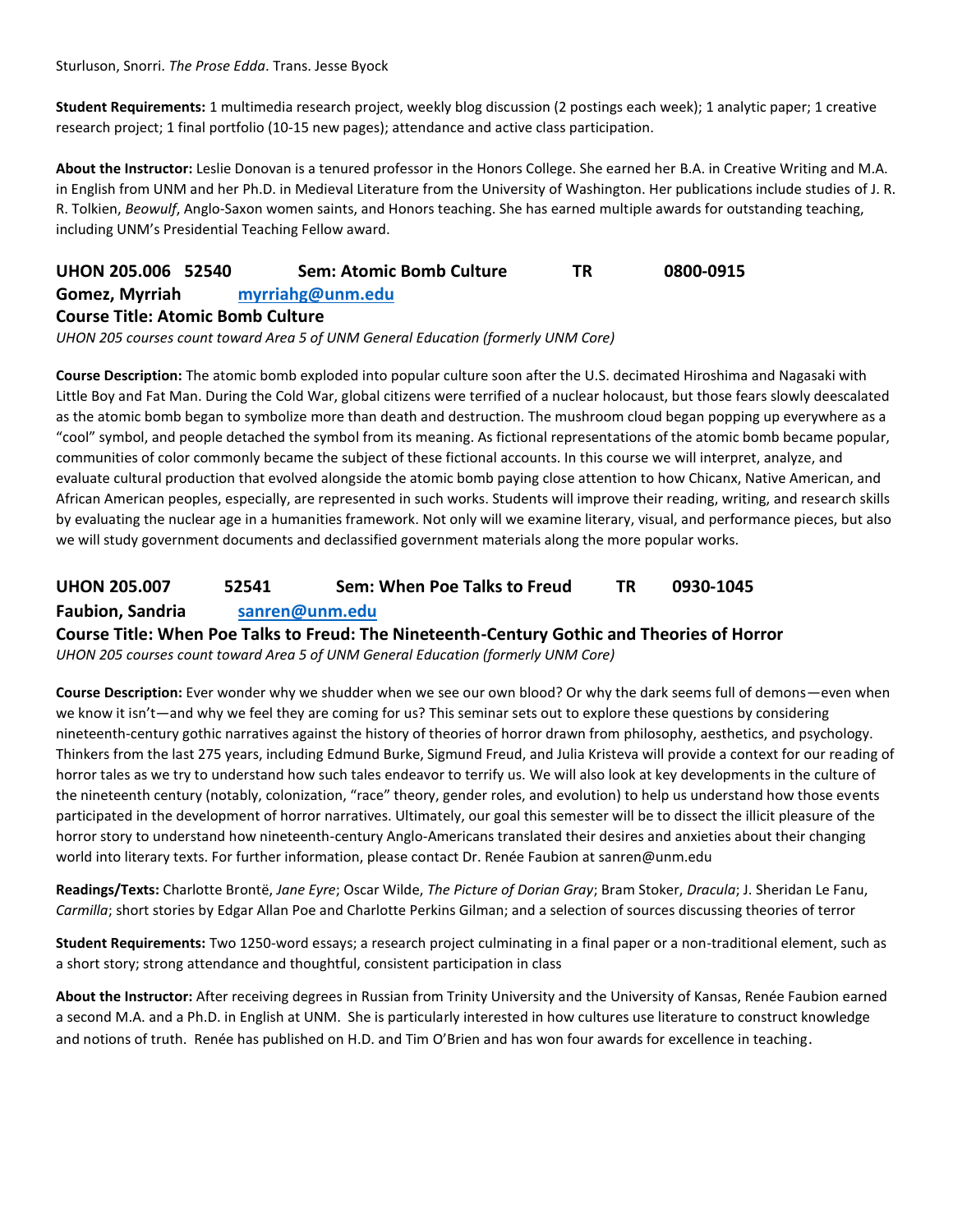Sturluson, Snorri. *The Prose Edda*. Trans. Jesse Byock

**Student Requirements:** 1 multimedia research project, weekly blog discussion (2 postings each week); 1 analytic paper; 1 creative research project; 1 final portfolio (10-15 new pages); attendance and active class participation.

**About the Instructor:** Leslie Donovan is a tenured professor in the Honors College. She earned her B.A. in Creative Writing and M.A. in English from UNM and her Ph.D. in Medieval Literature from the University of Washington. Her publications include studies of J. R. R. Tolkien, *Beowulf*, Anglo-Saxon women saints, and Honors teaching. She has earned multiple awards for outstanding teaching, including UNM's Presidential Teaching Fellow award.

## UHON 205.006 52540 Sem: Atomic Bomb Culture TR 0800-0915

**Gomez, Myrriah** **myrriahg@unm.edu**

**Course Title: Atomic Bomb Culture**

*UHON 205 courses count toward Area 5 of UNM General Education (formerly UNM Core)*

**Course Description:** The atomic bomb exploded into popular culture soon after the U.S. decimated Hiroshima and Nagasaki with Little Boy and Fat Man. During the Cold War, global citizens were terrified of a nuclear holocaust, but those fears slowly deescalated as the atomic bomb began to symbolize more than death and destruction. The mushroom cloud began popping up everywhere as a "cool" symbol, and people detached the symbol from its meaning. As fictional representations of the atomic bomb became popular, communities of color commonly became the subject of these fictional accounts. In this course we will interpret, analyze, and evaluate cultural production that evolved alongside the atomic bomb paying close attention to how Chicanx, Native American, and African American peoples, especially, are represented in such works. Students will improve their reading, writing, and research skills by evaluating the nuclear age in a humanities framework. Not only will we examine literary, visual, and performance pieces, but also we will study government documents and declassified government materials along the more popular works.

## UHON 205.007 52541 Sem: When Poe Talks to Freud TR 0930-1045

**Faubion, Sandria** **sanren@unm.edu**

**Course Title: When Poe Talks to Freud: The Nineteenth-Century Gothic and Theories of Horror**

*UHON 205 courses count toward Area 5 of UNM General Education (formerly UNM Core)*

**Course Description:** Ever wonder why we shudder when we see our own blood? Or why the dark seems full of demons—even when we know it isn't—and why we feel they are coming for us? This seminar sets out to explore these questions by considering nineteenth-century gothic narratives against the history of theories of horror drawn from philosophy, aesthetics, and psychology. Thinkers from the last 275 years, including Edmund Burke, Sigmund Freud, and Julia Kristeva will provide a context for our reading of horror tales as we try to understand how such tales endeavor to terrify us. We will also look at key developments in the culture of the nineteenth century (notably, colonization, "race" theory, gender roles, and evolution) to help us understand how those events participated in the development of horror narratives. Ultimately, our goal this semester will be to dissect the illicit pleasure of the horror story to understand how nineteenth-century Anglo-Americans translated their desires and anxieties about their changing world into literary texts. For further information, please contact Dr. Renée Faubion at sanren@unm.edu

**Readings/Texts:** Charlotte Brontë, *Jane Eyre*; Oscar Wilde, *The Picture of Dorian Gray*; Bram Stoker, *Dracula*; J. Sheridan Le Fanu, *Carmilla*; short stories by Edgar Allan Poe and Charlotte Perkins Gilman; and a selection of sources discussing theories of terror

**Student Requirements:** Two 1250-word essays; a research project culminating in a final paper or a non-traditional element, such as a short story; strong attendance and thoughtful, consistent participation in class

**About the Instructor:** After receiving degrees in Russian from Trinity University and the University of Kansas, Renée Faubion earned a second M.A. and a Ph.D. in English at UNM. She is particularly interested in how cultures use literature to construct knowledge and notions of truth. Renée has published on H.D. and Tim O'Brien and has won four awards for excellence in teaching.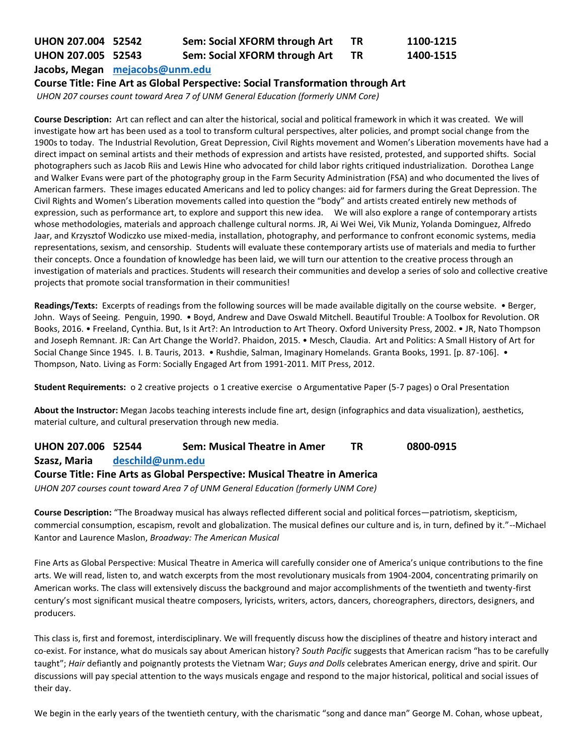**UHON 207.004 52542 Sem: Social XFORM through Art TR 1100-1215**
**UHON 207.005 52543 Sem: Social XFORM through Art TR 1400-1515**
**Jacobs, Megan [mejacobs@unm.edu](mailto:mejacobs@unm.edu)**

**Course Title: Fine Art as Global Perspective: Social Transformation through Art**

*UHON 207 courses count toward Area 7 of UNM General Education (formerly UNM Core)*

**Course Description:** Art can reflect and can alter the historical, social and political framework in which it was created. We will investigate how art has been used as a tool to transform cultural perspectives, alter policies, and prompt social change from the 1900s to today. The Industrial Revolution, Great Depression, Civil Rights movement and Women's Liberation movements have had a direct impact on seminal artists and their methods of expression and artists have resisted, protested, and supported shifts. Social photographers such as Jacob Riis and Lewis Hine who advocated for child labor rights critiqued industrialization. Dorothea Lange and Walker Evans were part of the photography group in the Farm Security Administration (FSA) and who documented the lives of American farmers. These images educated Americans and led to policy changes: aid for farmers during the Great Depression. The Civil Rights and Women's Liberation movements called into question the "body" and artists created entirely new methods of expression, such as performance art, to explore and support this new idea. We will also explore a range of contemporary artists whose methodologies, materials and approach challenge cultural norms. JR, Ai Wei Wei, Vik Muniz, Yolanda Dominguez, Alfredo Jaar, and Krzysztof Wodiczko use mixed-media, installation, photography, and performance to confront economic systems, media representations, sexism, and censorship. Students will evaluate these contemporary artists use of materials and media to further their concepts. Once a foundation of knowledge has been laid, we will turn our attention to the creative process through an investigation of materials and practices. Students will research their communities and develop a series of solo and collective creative projects that promote social transformation in their communities!

**Readings/Texts:** Excerpts of readings from the following sources will be made available digitally on the course website. • Berger, John. Ways of Seeing. Penguin, 1990. • Boyd, Andrew and Dave Oswald Mitchell. Beautiful Trouble: A Toolbox for Revolution. OR Books, 2016. • Freeland, Cynthia. But, Is it Art?: An Introduction to Art Theory. Oxford University Press, 2002. • JR, Nato Thompson and Joseph Remnant. JR: Can Art Change the World?. Phaidon, 2015. • Mesch, Claudia. Art and Politics: A Small History of Art for Social Change Since 1945. I. B. Tauris, 2013. • Rushdie, Salman, Imaginary Homelands. Granta Books, 1991. [p. 87-106]. • Thompson, Nato. Living as Form: Socially Engaged Art from 1991-2011. MIT Press, 2012.

**Student Requirements:** o 2 creative projects o 1 creative exercise o Argumentative Paper (5-7 pages) o Oral Presentation

**About the Instructor:** Megan Jacobs teaching interests include fine art, design (infographics and data visualization), aesthetics, material culture, and cultural preservation through new media.

**UHON 207.006 52544 Sem: Musical Theatre in Amer TR 0800-0915**
**Szasz, Maria [deschild@unm.edu](mailto:deschild@unm.edu)**

**Course Title: Fine Arts as Global Perspective: Musical Theatre in America**

*UHON 207 courses count toward Area 7 of UNM General Education (formerly UNM Core)*

**Course Description:** "The Broadway musical has always reflected different social and political forces—patriotism, skepticism, commercial consumption, escapism, revolt and globalization. The musical defines our culture and is, in turn, defined by it."--Michael Kantor and Laurence Maslon, *Broadway: The American Musical*

Fine Arts as Global Perspective: Musical Theatre in America will carefully consider one of America's unique contributions to the fine arts. We will read, listen to, and watch excerpts from the most revolutionary musicals from 1904-2004, concentrating primarily on American works. The class will extensively discuss the background and major accomplishments of the twentieth and twenty-first century's most significant musical theatre composers, lyricists, writers, actors, dancers, choreographers, directors, designers, and producers.

This class is, first and foremost, interdisciplinary. We will frequently discuss how the disciplines of theatre and history interact and co-exist. For instance, what do musicals say about American history? *South Pacific* suggests that American racism "has to be carefully taught"; *Hair* defiantly and poignantly protests the Vietnam War; *Guys and Dolls* celebrates American energy, drive and spirit. Our discussions will pay special attention to the ways musicals engage and respond to the major historical, political and social issues of their day.

We begin in the early years of the twentieth century, with the charismatic "song and dance man" George M. Cohan, whose upbeat,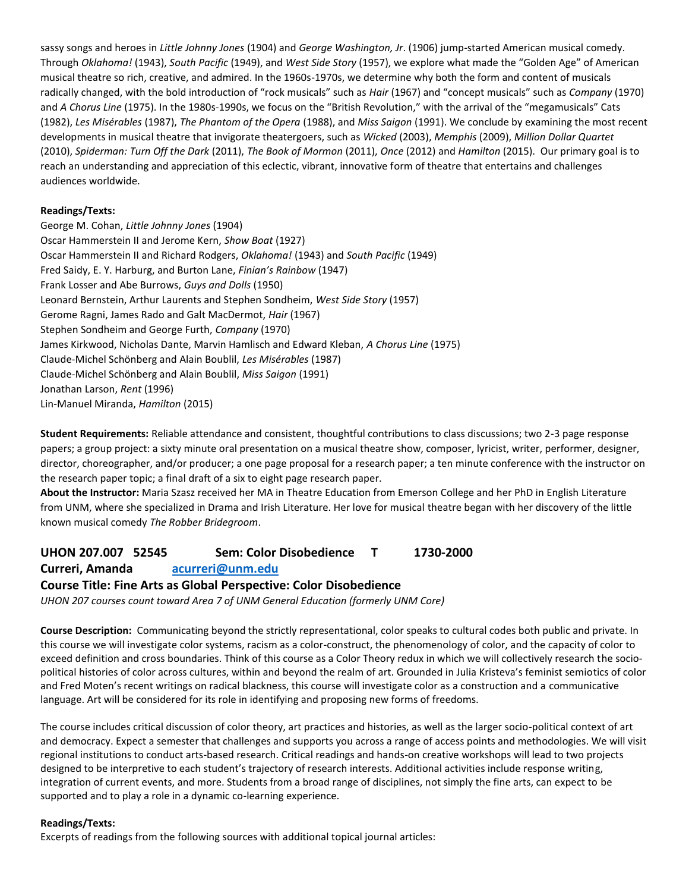sassy songs and heroes in *Little Johnny Jones* (1904) and *George Washington, Jr*. (1906) jump-started American musical comedy. Through *Oklahoma!* (1943), *South Pacific* (1949), and *West Side Story* (1957), we explore what made the "Golden Age" of American musical theatre so rich, creative, and admired. In the 1960s-1970s, we determine why both the form and content of musicals radically changed, with the bold introduction of "rock musicals" such as *Hair* (1967) and "concept musicals" such as *Company* (1970) and *A Chorus Line* (1975). In the 1980s-1990s, we focus on the "British Revolution," with the arrival of the "megamusicals" Cats (1982), *Les Misérables* (1987), *The Phantom of the Opera* (1988), and *Miss Saigon* (1991). We conclude by examining the most recent developments in musical theatre that invigorate theatergoers, such as *Wicked* (2003), *Memphis* (2009), *Million Dollar Quartet* (2010), *Spiderman: Turn Off the Dark* (2011), *The Book of Mormon* (2011), *Once* (2012) and *Hamilton* (2015). Our primary goal is to reach an understanding and appreciation of this eclectic, vibrant, innovative form of theatre that entertains and challenges audiences worldwide.

**Readings/Texts:**
George M. Cohan, *Little Johnny Jones* (1904)
Oscar Hammerstein II and Jerome Kern, *Show Boat* (1927)
Oscar Hammerstein II and Richard Rodgers, *Oklahoma!* (1943) and *South Pacific* (1949)
Fred Saidy, E. Y. Harburg, and Burton Lane, *Finian's Rainbow* (1947)
Frank Losser and Abe Burrows, *Guys and Dolls* (1950)
Leonard Bernstein, Arthur Laurents and Stephen Sondheim, *West Side Story* (1957)
Gerome Ragni, James Rado and Galt MacDermot, *Hair* (1967)
Stephen Sondheim and George Furth, *Company* (1970)
James Kirkwood, Nicholas Dante, Marvin Hamlisch and Edward Kleban, *A Chorus Line* (1975)
Claude-Michel Schönberg and Alain Boublil, *Les Misérables* (1987)
Claude-Michel Schönberg and Alain Boublil, *Miss Saigon* (1991)
Jonathan Larson, *Rent* (1996)
Lin-Manuel Miranda, *Hamilton* (2015)

**Student Requirements:** Reliable attendance and consistent, thoughtful contributions to class discussions; two 2-3 page response papers; a group project: a sixty minute oral presentation on a musical theatre show, composer, lyricist, writer, performer, designer, director, choreographer, and/or producer; a one page proposal for a research paper; a ten minute conference with the instructor on the research paper topic; a final draft of a six to eight page research paper.
**About the Instructor:** Maria Szasz received her MA in Theatre Education from Emerson College and her PhD in English Literature from UNM, where she specialized in Drama and Irish Literature. Her love for musical theatre began with her discovery of the little known musical comedy *The Robber Bridegroom*.

## UHON 207.007 52545 Sem: Color Disobedience T 1730-2000
## Curreri, Amanda acurreri@unm.edu
## Course Title: Fine Arts as Global Perspective: Color Disobedience

*UHON 207 courses count toward Area 7 of UNM General Education (formerly UNM Core)*

**Course Description:** Communicating beyond the strictly representational, color speaks to cultural codes both public and private. In this course we will investigate color systems, racism as a color-construct, the phenomenology of color, and the capacity of color to exceed definition and cross boundaries. Think of this course as a Color Theory redux in which we will collectively research the socio-political histories of color across cultures, within and beyond the realm of art. Grounded in Julia Kristeva's feminist semiotics of color and Fred Moten's recent writings on radical blackness, this course will investigate color as a construction and a communicative language. Art will be considered for its role in identifying and proposing new forms of freedoms.

The course includes critical discussion of color theory, art practices and histories, as well as the larger socio-political context of art and democracy. Expect a semester that challenges and supports you across a range of access points and methodologies. We will visit regional institutions to conduct arts-based research. Critical readings and hands-on creative workshops will lead to two projects designed to be interpretive to each student's trajectory of research interests. Additional activities include response writing, integration of current events, and more. Students from a broad range of disciplines, not simply the fine arts, can expect to be supported and to play a role in a dynamic co-learning experience.

**Readings/Texts:**
Excerpts of readings from the following sources with additional topical journal articles: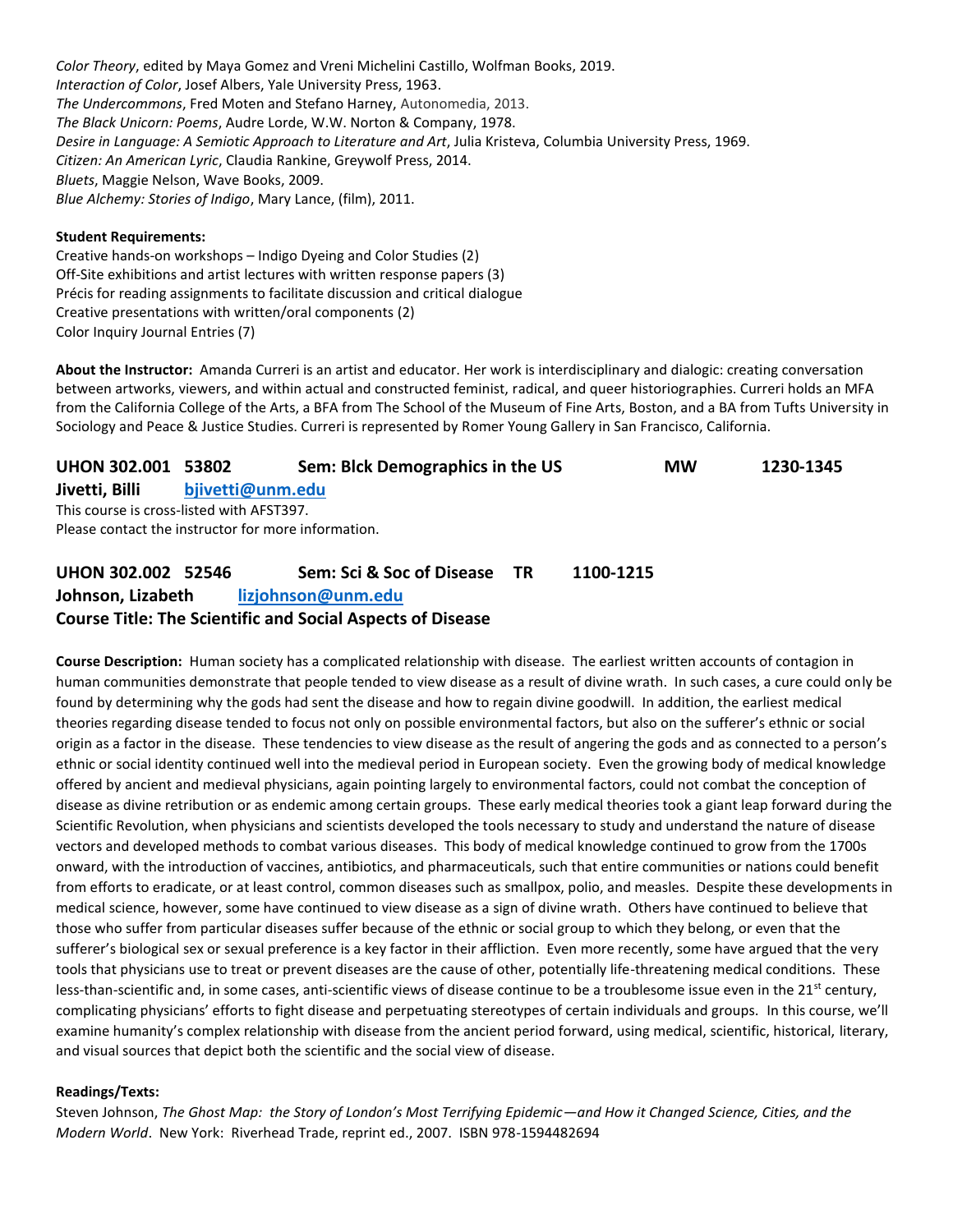*Color Theory*, edited by Maya Gomez and Vreni Michelini Castillo, Wolfman Books, 2019.
*Interaction of Color*, Josef Albers, Yale University Press, 1963.
*The Undercommons*, Fred Moten and Stefano Harney, Autonomedia, 2013.
*The Black Unicorn: Poems*, Audre Lorde, W.W. Norton & Company, 1978.
*Desire in Language: A Semiotic Approach to Literature and Art*, Julia Kristeva, Columbia University Press, 1969.
*Citizen: An American Lyric*, Claudia Rankine, Greywolf Press, 2014.
*Bluets*, Maggie Nelson, Wave Books, 2009.
*Blue Alchemy: Stories of Indigo*, Mary Lance, (film), 2011.

**Student Requirements:**
Creative hands-on workshops – Indigo Dyeing and Color Studies (2)
Off-Site exhibitions and artist lectures with written response papers (3)
Précis for reading assignments to facilitate discussion and critical dialogue
Creative presentations with written/oral components (2)
Color Inquiry Journal Entries (7)

**About the Instructor:** Amanda Curreri is an artist and educator. Her work is interdisciplinary and dialogic: creating conversation between artworks, viewers, and within actual and constructed feminist, radical, and queer historiographies. Curreri holds an MFA from the California College of the Arts, a BFA from The School of the Museum of Fine Arts, Boston, and a BA from Tufts University in Sociology and Peace & Justice Studies. Curreri is represented by Romer Young Gallery in San Francisco, California.

## UHON 302.001 53802 Sem: Blck Demographics in the US MW 1230-1345

**Jivetti, Billi** **bjivetti@unm.edu**

This course is cross-listed with AFST397.
Please contact the instructor for more information.

## UHON 302.002 52546 Sem: Sci & Soc of Disease TR 1100-1215

**Johnson, Lizabeth** **lizjohnson@unm.edu**

**Course Title: The Scientific and Social Aspects of Disease**

**Course Description:** Human society has a complicated relationship with disease. The earliest written accounts of contagion in human communities demonstrate that people tended to view disease as a result of divine wrath. In such cases, a cure could only be found by determining why the gods had sent the disease and how to regain divine goodwill. In addition, the earliest medical theories regarding disease tended to focus not only on possible environmental factors, but also on the sufferer's ethnic or social origin as a factor in the disease. These tendencies to view disease as the result of angering the gods and as connected to a person's ethnic or social identity continued well into the medieval period in European society. Even the growing body of medical knowledge offered by ancient and medieval physicians, again pointing largely to environmental factors, could not combat the conception of disease as divine retribution or as endemic among certain groups. These early medical theories took a giant leap forward during the Scientific Revolution, when physicians and scientists developed the tools necessary to study and understand the nature of disease vectors and developed methods to combat various diseases. This body of medical knowledge continued to grow from the 1700s onward, with the introduction of vaccines, antibiotics, and pharmaceuticals, such that entire communities or nations could benefit from efforts to eradicate, or at least control, common diseases such as smallpox, polio, and measles. Despite these developments in medical science, however, some have continued to view disease as a sign of divine wrath. Others have continued to believe that those who suffer from particular diseases suffer because of the ethnic or social group to which they belong, or even that the sufferer's biological sex or sexual preference is a key factor in their affliction. Even more recently, some have argued that the very tools that physicians use to treat or prevent diseases are the cause of other, potentially life-threatening medical conditions. These less-than-scientific and, in some cases, anti-scientific views of disease continue to be a troublesome issue even in the 21st century, complicating physicians' efforts to fight disease and perpetuating stereotypes of certain individuals and groups. In this course, we'll examine humanity's complex relationship with disease from the ancient period forward, using medical, scientific, historical, literary, and visual sources that depict both the scientific and the social view of disease.

**Readings/Texts:**
Steven Johnson, *The Ghost Map: the Story of London's Most Terrifying Epidemic—and How it Changed Science, Cities, and the Modern World*. New York: Riverhead Trade, reprint ed., 2007. ISBN 978-1594482694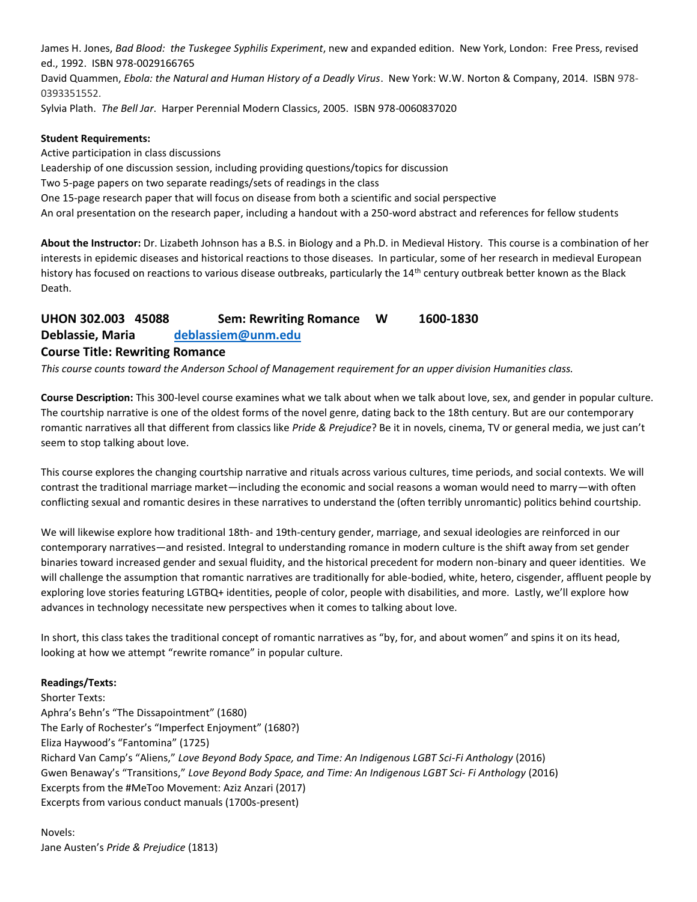James H. Jones, *Bad Blood: the Tuskegee Syphilis Experiment*, new and expanded edition. New York, London: Free Press, revised ed., 1992. ISBN 978-0029166765
David Quammen, *Ebola: the Natural and Human History of a Deadly Virus*. New York: W.W. Norton & Company, 2014. ISBN 978-0393351552.
Sylvia Plath. *The Bell Jar*. Harper Perennial Modern Classics, 2005. ISBN 978-0060837020

**Student Requirements:**
Active participation in class discussions
Leadership of one discussion session, including providing questions/topics for discussion
Two 5-page papers on two separate readings/sets of readings in the class
One 15-page research paper that will focus on disease from both a scientific and social perspective
An oral presentation on the research paper, including a handout with a 250-word abstract and references for fellow students

**About the Instructor:** Dr. Lizabeth Johnson has a B.S. in Biology and a Ph.D. in Medieval History. This course is a combination of her interests in epidemic diseases and historical reactions to those diseases. In particular, some of her research in medieval European history has focused on reactions to various disease outbreaks, particularly the 14th century outbreak better known as the Black Death.

## UHON 302.003 45088 Sem: Rewriting Romance W 1600-1830
## Deblassie, Maria [deblassiem@unm.edu](mailto:deblassiem@unm.edu)
## Course Title: Rewriting Romance

*This course counts toward the Anderson School of Management requirement for an upper division Humanities class.*

**Course Description:** This 300-level course examines what we talk about when we talk about love, sex, and gender in popular culture. The courtship narrative is one of the oldest forms of the novel genre, dating back to the 18th century. But are our contemporary romantic narratives all that different from classics like *Pride & Prejudice*? Be it in novels, cinema, TV or general media, we just can't seem to stop talking about love.

This course explores the changing courtship narrative and rituals across various cultures, time periods, and social contexts. We will contrast the traditional marriage market—including the economic and social reasons a woman would need to marry—with often conflicting sexual and romantic desires in these narratives to understand the (often terribly unromantic) politics behind courtship.

We will likewise explore how traditional 18th- and 19th-century gender, marriage, and sexual ideologies are reinforced in our contemporary narratives—and resisted. Integral to understanding romance in modern culture is the shift away from set gender binaries toward increased gender and sexual fluidity, and the historical precedent for modern non-binary and queer identities. We will challenge the assumption that romantic narratives are traditionally for able-bodied, white, hetero, cisgender, affluent people by exploring love stories featuring LGTBQ+ identities, people of color, people with disabilities, and more. Lastly, we'll explore how advances in technology necessitate new perspectives when it comes to talking about love.

In short, this class takes the traditional concept of romantic narratives as "by, for, and about women" and spins it on its head, looking at how we attempt "rewrite romance" in popular culture.

**Readings/Texts:**
Shorter Texts:
Aphra's Behn's "The Dissapointment" (1680)
The Early of Rochester's "Imperfect Enjoyment" (1680?)
Eliza Haywood's "Fantomina" (1725)
Richard Van Camp's "Aliens," *Love Beyond Body Space, and Time: An Indigenous LGBT Sci-Fi Anthology* (2016)
Gwen Benaway's "Transitions," *Love Beyond Body Space, and Time: An Indigenous LGBT Sci- Fi Anthology* (2016)
Excerpts from the #MeToo Movement: Aziz Anzari (2017)
Excerpts from various conduct manuals (1700s-present)

Novels:
Jane Austen's *Pride & Prejudice* (1813)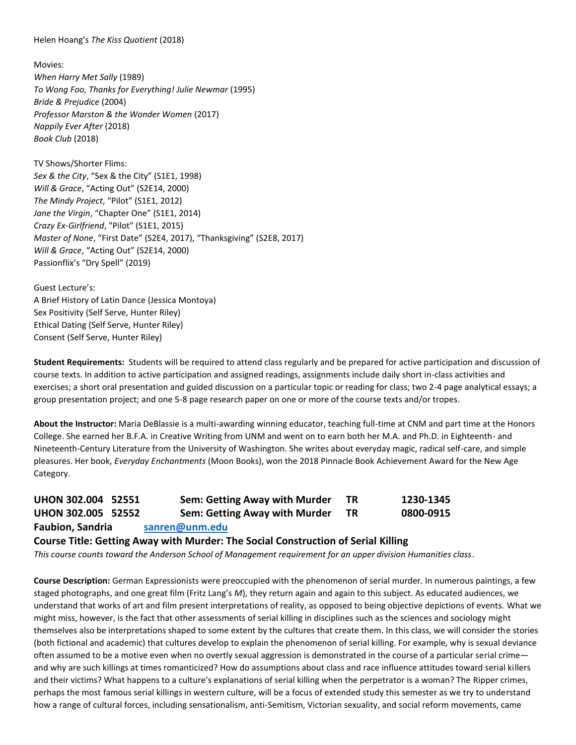Helen Hoang's *The Kiss Quotient* (2018)

Movies:
*When Harry Met Sally* (1989)
*To Wong Foo, Thanks for Everything! Julie Newmar* (1995)
*Bride & Prejudice* (2004)
*Professor Marston & the Wonder Women* (2017)
*Nappily Ever After* (2018)
*Book Club* (2018)

TV Shows/Shorter Flims:
*Sex & the City*, "Sex & the City" (S1E1, 1998)
*Will & Grace*, "Acting Out" (S2E14, 2000)
*The Mindy Project*, "Pilot" (S1E1, 2012)
*Jane the Virgin*, "Chapter One" (S1E1, 2014)
*Crazy Ex-Girlfriend*, "Pilot" (S1E1, 2015)
*Master of None*, "First Date" (S2E4, 2017), "Thanksgiving" (S2E8, 2017)
*Will & Grace*, "Acting Out" (S2E14, 2000)
Passionflix's "Dry Spell" (2019)

Guest Lecture's:
A Brief History of Latin Dance (Jessica Montoya)
Sex Positivity (Self Serve, Hunter Riley)
Ethical Dating (Self Serve, Hunter Riley)
Consent (Self Serve, Hunter Riley)

**Student Requirements:** Students will be required to attend class regularly and be prepared for active participation and discussion of course texts. In addition to active participation and assigned readings, assignments include daily short in-class activities and exercises; a short oral presentation and guided discussion on a particular topic or reading for class; two 2-4 page analytical essays; a group presentation project; and one 5-8 page research paper on one or more of the course texts and/or tropes.

**About the Instructor:** Maria DeBlassie is a multi-awarding winning educator, teaching full-time at CNM and part time at the Honors College. She earned her B.F.A. in Creative Writing from UNM and went on to earn both her M.A. and Ph.D. in Eighteenth- and Nineteenth-Century Literature from the University of Washington. She writes about everyday magic, radical self-care, and simple pleasures. Her book, *Everyday Enchantments* (Moon Books), won the 2018 Pinnacle Book Achievement Award for the New Age Category.

**UHON 302.004 52551 Sem: Getting Away with Murder TR 1230-1345**
**UHON 302.005 52552 Sem: Getting Away with Murder TR 0800-0915**
**Faubion, Sandria** sanren@unm.edu

**Course Title: Getting Away with Murder: The Social Construction of Serial Killing**

*This course counts toward the Anderson School of Management requirement for an upper division Humanities class*.

**Course Description:** German Expressionists were preoccupied with the phenomenon of serial murder. In numerous paintings, a few staged photographs, and one great film (Fritz Lang's *M*), they return again and again to this subject. As educated audiences, we understand that works of art and film present interpretations of reality, as opposed to being objective depictions of events. What we might miss, however, is the fact that other assessments of serial killing in disciplines such as the sciences and sociology might themselves also be interpretations shaped to some extent by the cultures that create them. In this class, we will consider the stories (both fictional and academic) that cultures develop to explain the phenomenon of serial killing. For example, why is sexual deviance often assumed to be a motive even when no overtly sexual aggression is demonstrated in the course of a particular serial crime—and why are such killings at times romanticized? How do assumptions about class and race influence attitudes toward serial killers and their victims? What happens to a culture's explanations of serial killing when the perpetrator is a woman? The Ripper crimes, perhaps the most famous serial killings in western culture, will be a focus of extended study this semester as we try to understand how a range of cultural forces, including sensationalism, anti-Semitism, Victorian sexuality, and social reform movements, came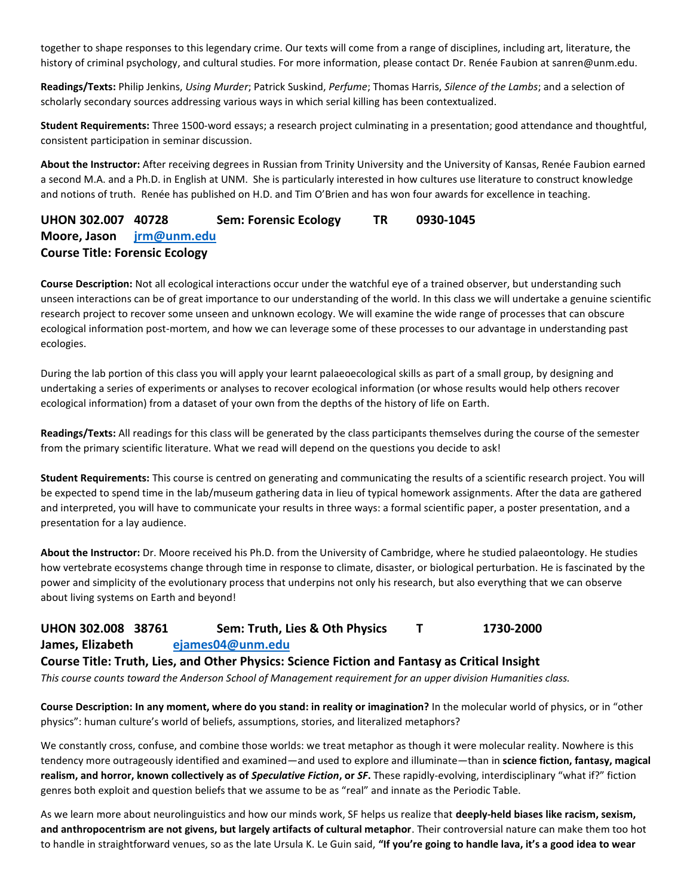together to shape responses to this legendary crime. Our texts will come from a range of disciplines, including art, literature, the history of criminal psychology, and cultural studies. For more information, please contact Dr. Renée Faubion at sanren@unm.edu.

**Readings/Texts:** Philip Jenkins, *Using Murder*; Patrick Suskind, *Perfume*; Thomas Harris, *Silence of the Lambs*; and a selection of scholarly secondary sources addressing various ways in which serial killing has been contextualized.

**Student Requirements:** Three 1500-word essays; a research project culminating in a presentation; good attendance and thoughtful, consistent participation in seminar discussion.

**About the Instructor:** After receiving degrees in Russian from Trinity University and the University of Kansas, Renée Faubion earned a second M.A. and a Ph.D. in English at UNM. She is particularly interested in how cultures use literature to construct knowledge and notions of truth. Renée has published on H.D. and Tim O'Brien and has won four awards for excellence in teaching.

### UHON 302.007 40728 Sem: Forensic Ecology TR 0930-1045
### Moore, Jason jrm@unm.edu
### Course Title: Forensic Ecology

**Course Description:** Not all ecological interactions occur under the watchful eye of a trained observer, but understanding such unseen interactions can be of great importance to our understanding of the world. In this class we will undertake a genuine scientific research project to recover some unseen and unknown ecology. We will examine the wide range of processes that can obscure ecological information post-mortem, and how we can leverage some of these processes to our advantage in understanding past ecologies.

During the lab portion of this class you will apply your learnt palaeoecological skills as part of a small group, by designing and undertaking a series of experiments or analyses to recover ecological information (or whose results would help others recover ecological information) from a dataset of your own from the depths of the history of life on Earth.

**Readings/Texts:** All readings for this class will be generated by the class participants themselves during the course of the semester from the primary scientific literature. What we read will depend on the questions you decide to ask!

**Student Requirements:** This course is centred on generating and communicating the results of a scientific research project. You will be expected to spend time in the lab/museum gathering data in lieu of typical homework assignments. After the data are gathered and interpreted, you will have to communicate your results in three ways: a formal scientific paper, a poster presentation, and a presentation for a lay audience.

**About the Instructor:** Dr. Moore received his Ph.D. from the University of Cambridge, where he studied palaeontology. He studies how vertebrate ecosystems change through time in response to climate, disaster, or biological perturbation. He is fascinated by the power and simplicity of the evolutionary process that underpins not only his research, but also everything that we can observe about living systems on Earth and beyond!

### UHON 302.008 38761 Sem: Truth, Lies & Oth Physics T 1730-2000
### James, Elizabeth ejames04@unm.edu
### Course Title: Truth, Lies, and Other Physics: Science Fiction and Fantasy as Critical Insight

*This course counts toward the Anderson School of Management requirement for an upper division Humanities class.*

**Course Description: In any moment, where do you stand: in reality or imagination?** In the molecular world of physics, or in "other physics": human culture's world of beliefs, assumptions, stories, and literalized metaphors?

We constantly cross, confuse, and combine those worlds: we treat metaphor as though it were molecular reality. Nowhere is this tendency more outrageously identified and examined—and used to explore and illuminate—than in **science fiction, fantasy, magical realism, and horror, known collectively as of *Speculative Fiction*, or *SF*.** These rapidly-evolving, interdisciplinary "what if?" fiction genres both exploit and question beliefs that we assume to be as "real" and innate as the Periodic Table.

As we learn more about neurolinguistics and how our minds work, SF helps us realize that **deeply-held biases like racism, sexism, and anthropocentrism are not givens, but largely artifacts of cultural metaphor**. Their controversial nature can make them too hot to handle in straightforward venues, so as the late Ursula K. Le Guin said, **"If you're going to handle lava, it's a good idea to wear**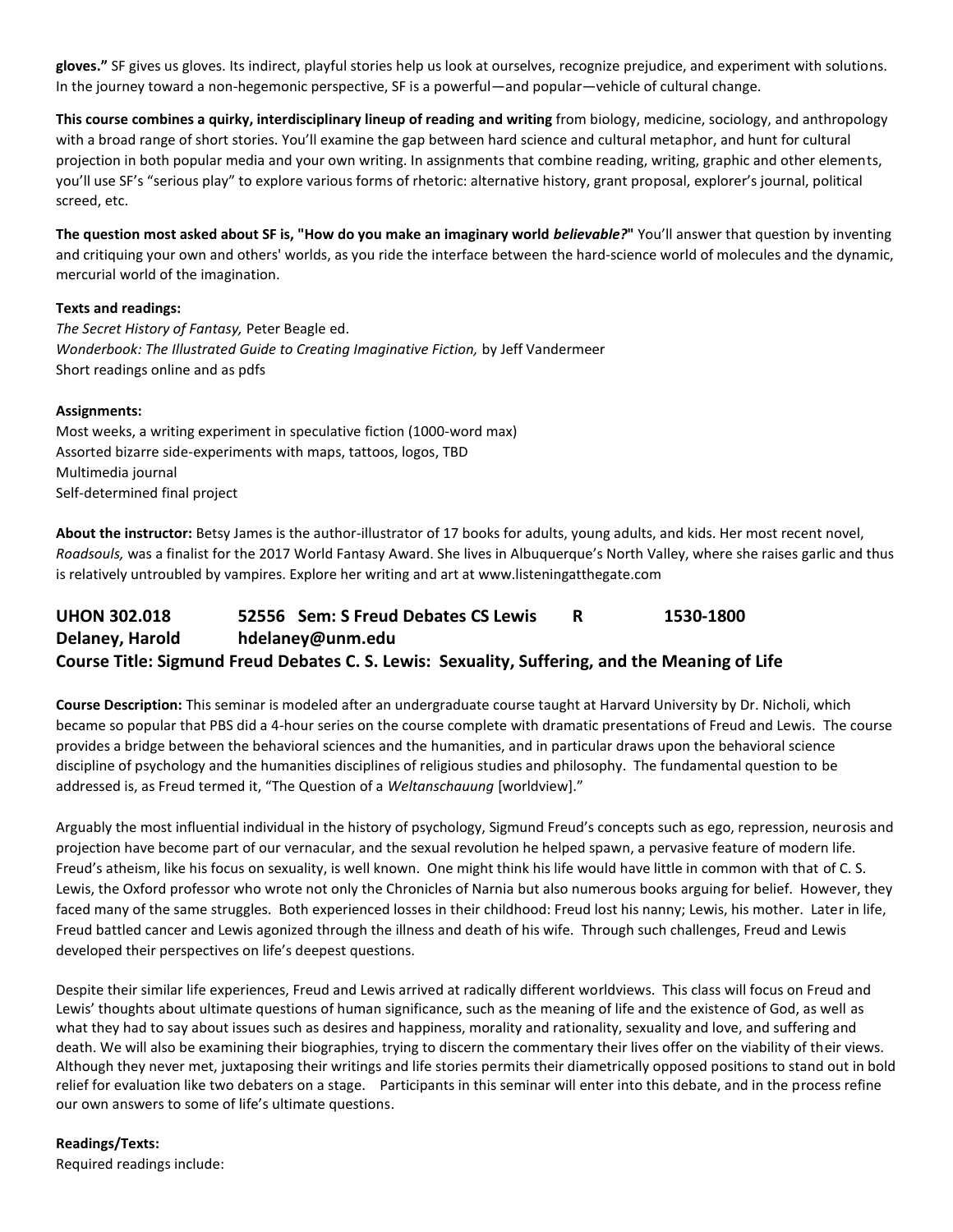**gloves."** SF gives us gloves. Its indirect, playful stories help us look at ourselves, recognize prejudice, and experiment with solutions. In the journey toward a non-hegemonic perspective, SF is a powerful—and popular—vehicle of cultural change.

**This course combines a quirky, interdisciplinary lineup of reading and writing** from biology, medicine, sociology, and anthropology with a broad range of short stories. You'll examine the gap between hard science and cultural metaphor, and hunt for cultural projection in both popular media and your own writing. In assignments that combine reading, writing, graphic and other elements, you'll use SF's "serious play" to explore various forms of rhetoric: alternative history, grant proposal, explorer's journal, political screed, etc.

**The question most asked about SF is, "How do you make an imaginary world *believable?*"** You'll answer that question by inventing and critiquing your own and others' worlds, as you ride the interface between the hard-science world of molecules and the dynamic, mercurial world of the imagination.

**Texts and readings:**
*The Secret History of Fantasy,* Peter Beagle ed.
*Wonderbook: The Illustrated Guide to Creating Imaginative Fiction,* by Jeff Vandermeer
Short readings online and as pdfs

**Assignments:**
Most weeks, a writing experiment in speculative fiction (1000-word max)
Assorted bizarre side-experiments with maps, tattoos, logos, TBD
Multimedia journal
Self-determined final project

**About the instructor:** Betsy James is the author-illustrator of 17 books for adults, young adults, and kids. Her most recent novel, *Roadsouls,* was a finalist for the 2017 World Fantasy Award. She lives in Albuquerque's North Valley, where she raises garlic and thus is relatively untroubled by vampires. Explore her writing and art at www.listeningatthegate.com

## UHON 302.018 52556 Sem: S Freud Debates CS Lewis R 1530-1800
## Delaney, Harold hdelaney@unm.edu
## Course Title: Sigmund Freud Debates C. S. Lewis: Sexuality, Suffering, and the Meaning of Life

**Course Description:** This seminar is modeled after an undergraduate course taught at Harvard University by Dr. Nicholi, which became so popular that PBS did a 4-hour series on the course complete with dramatic presentations of Freud and Lewis. The course provides a bridge between the behavioral sciences and the humanities, and in particular draws upon the behavioral science discipline of psychology and the humanities disciplines of religious studies and philosophy. The fundamental question to be addressed is, as Freud termed it, "The Question of a *Weltanschauung* [worldview]."

Arguably the most influential individual in the history of psychology, Sigmund Freud's concepts such as ego, repression, neurosis and projection have become part of our vernacular, and the sexual revolution he helped spawn, a pervasive feature of modern life. Freud's atheism, like his focus on sexuality, is well known. One might think his life would have little in common with that of C. S. Lewis, the Oxford professor who wrote not only the Chronicles of Narnia but also numerous books arguing for belief. However, they faced many of the same struggles. Both experienced losses in their childhood: Freud lost his nanny; Lewis, his mother. Later in life, Freud battled cancer and Lewis agonized through the illness and death of his wife. Through such challenges, Freud and Lewis developed their perspectives on life's deepest questions.

Despite their similar life experiences, Freud and Lewis arrived at radically different worldviews. This class will focus on Freud and Lewis' thoughts about ultimate questions of human significance, such as the meaning of life and the existence of God, as well as what they had to say about issues such as desires and happiness, morality and rationality, sexuality and love, and suffering and death. We will also be examining their biographies, trying to discern the commentary their lives offer on the viability of their views. Although they never met, juxtaposing their writings and life stories permits their diametrically opposed positions to stand out in bold relief for evaluation like two debaters on a stage. Participants in this seminar will enter into this debate, and in the process refine our own answers to some of life's ultimate questions.

**Readings/Texts:**
Required readings include: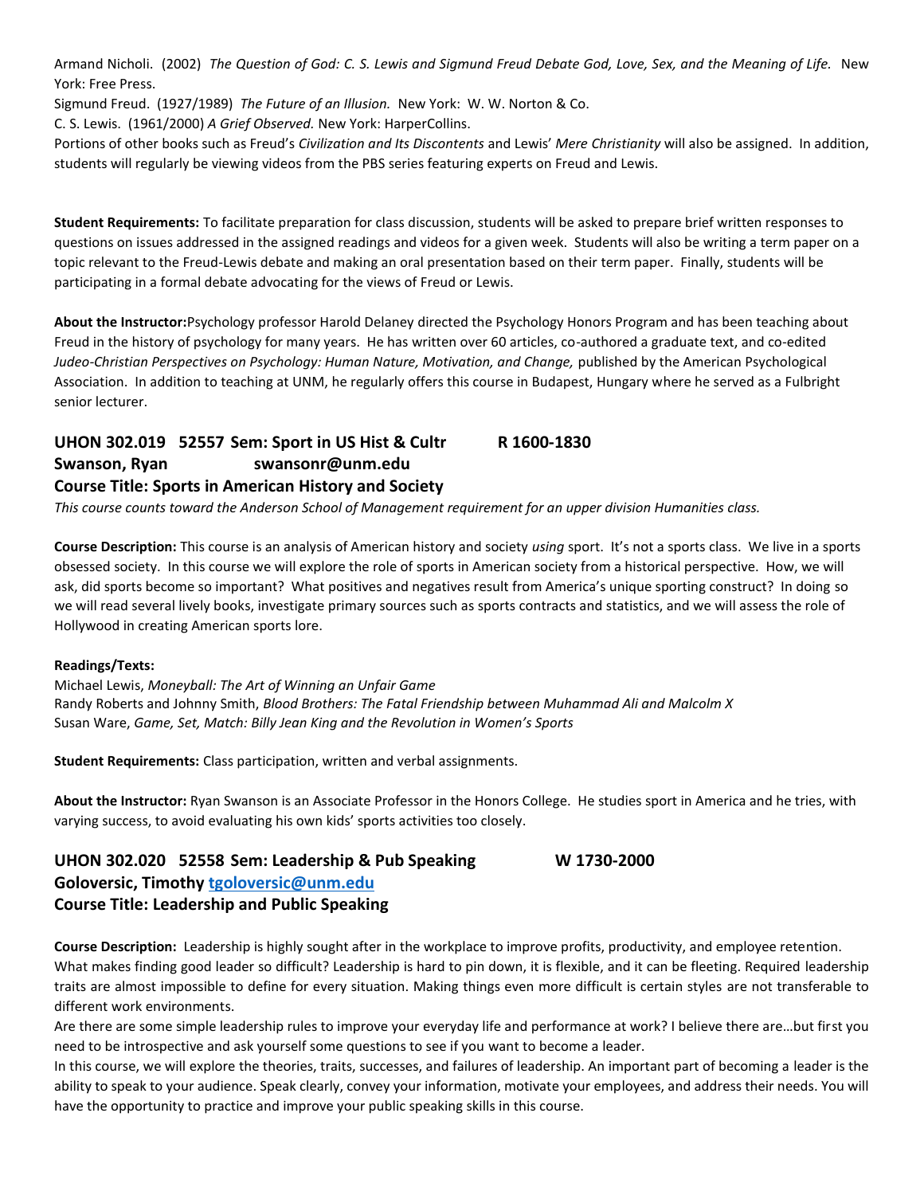Armand Nicholi. (2002) *The Question of God: C. S. Lewis and Sigmund Freud Debate God, Love, Sex, and the Meaning of Life.* New York: Free Press.
Sigmund Freud. (1927/1989) *The Future of an Illusion.* New York: W. W. Norton & Co.
C. S. Lewis. (1961/2000) *A Grief Observed.* New York: HarperCollins.
Portions of other books such as Freud's *Civilization and Its Discontents* and Lewis' *Mere Christianity* will also be assigned. In addition, students will regularly be viewing videos from the PBS series featuring experts on Freud and Lewis.

**Student Requirements:** To facilitate preparation for class discussion, students will be asked to prepare brief written responses to questions on issues addressed in the assigned readings and videos for a given week. Students will also be writing a term paper on a topic relevant to the Freud-Lewis debate and making an oral presentation based on their term paper. Finally, students will be participating in a formal debate advocating for the views of Freud or Lewis.

**About the Instructor:**Psychology professor Harold Delaney directed the Psychology Honors Program and has been teaching about Freud in the history of psychology for many years. He has written over 60 articles, co-authored a graduate text, and co-edited *Judeo-Christian Perspectives on Psychology: Human Nature, Motivation, and Change,* published by the American Psychological Association. In addition to teaching at UNM, he regularly offers this course in Budapest, Hungary where he served as a Fulbright senior lecturer.

### UHON 302.019 52557 Sem: Sport in US Hist & Cultr R 1600-1830
### Swanson, Ryan swansonr@unm.edu
### Course Title: Sports in American History and Society

*This course counts toward the Anderson School of Management requirement for an upper division Humanities class.*

**Course Description:** This course is an analysis of American history and society *using* sport. It's not a sports class. We live in a sports obsessed society. In this course we will explore the role of sports in American society from a historical perspective. How, we will ask, did sports become so important? What positives and negatives result from America's unique sporting construct? In doing so we will read several lively books, investigate primary sources such as sports contracts and statistics, and we will assess the role of Hollywood in creating American sports lore.

**Readings/Texts:**
Michael Lewis, *Moneyball: The Art of Winning an Unfair Game*
Randy Roberts and Johnny Smith, *Blood Brothers: The Fatal Friendship between Muhammad Ali and Malcolm X*
Susan Ware, *Game, Set, Match: Billy Jean King and the Revolution in Women's Sports*

**Student Requirements:** Class participation, written and verbal assignments.

**About the Instructor:** Ryan Swanson is an Associate Professor in the Honors College. He studies sport in America and he tries, with varying success, to avoid evaluating his own kids' sports activities too closely.

### UHON 302.020 52558 Sem: Leadership & Pub Speaking W 1730-2000
### Goloversic, Timothy tgoloversic@unm.edu
### Course Title: Leadership and Public Speaking

**Course Description:** Leadership is highly sought after in the workplace to improve profits, productivity, and employee retention. What makes finding good leader so difficult? Leadership is hard to pin down, it is flexible, and it can be fleeting. Required leadership traits are almost impossible to define for every situation. Making things even more difficult is certain styles are not transferable to different work environments.
Are there are some simple leadership rules to improve your everyday life and performance at work? I believe there are…but first you need to be introspective and ask yourself some questions to see if you want to become a leader.
In this course, we will explore the theories, traits, successes, and failures of leadership. An important part of becoming a leader is the ability to speak to your audience. Speak clearly, convey your information, motivate your employees, and address their needs. You will have the opportunity to practice and improve your public speaking skills in this course.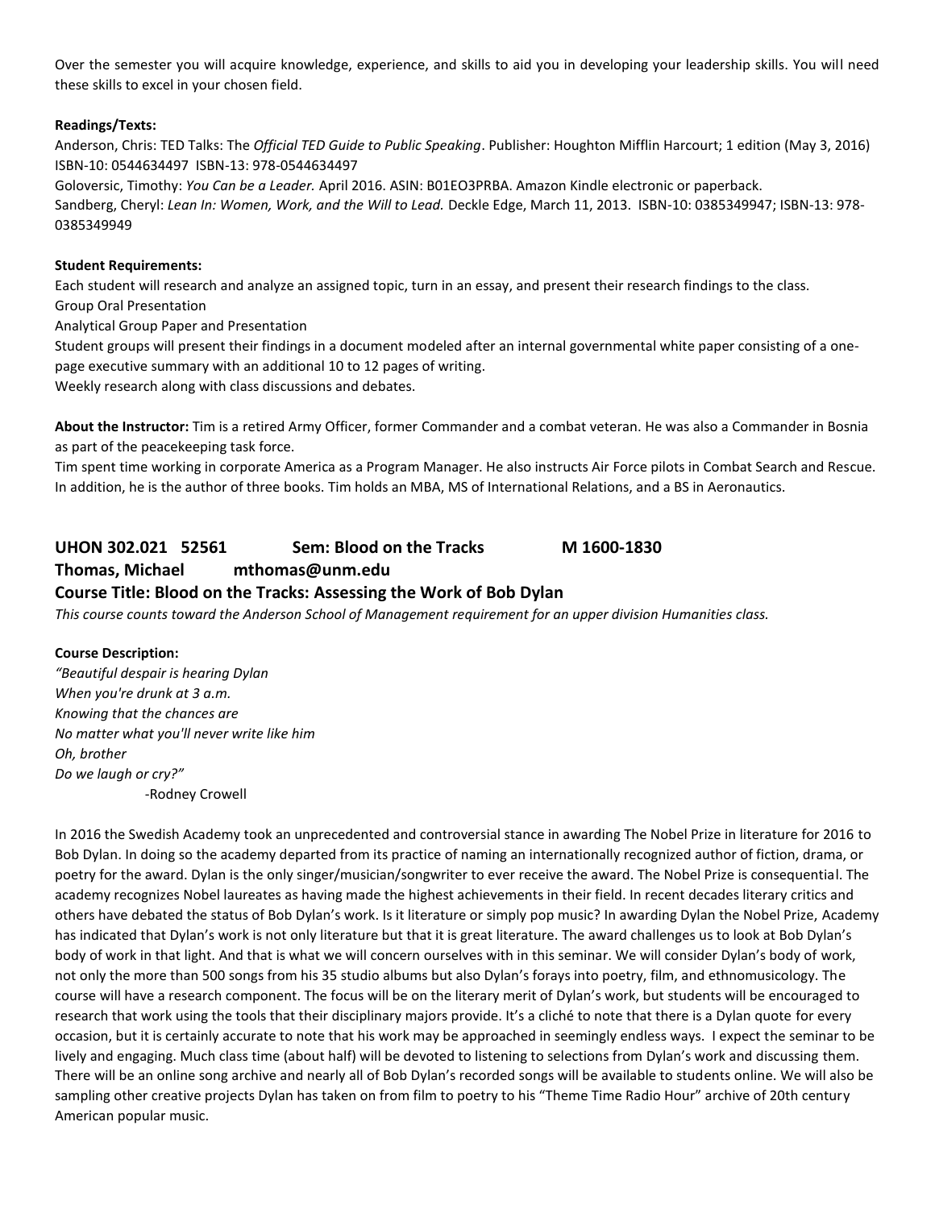Over the semester you will acquire knowledge, experience, and skills to aid you in developing your leadership skills. You will need these skills to excel in your chosen field.

**Readings/Texts:**

Anderson, Chris: TED Talks: The *Official TED Guide to Public Speaking*. Publisher: Houghton Mifflin Harcourt; 1 edition (May 3, 2016) ISBN-10: 0544634497 ISBN-13: 978-0544634497

Goloversic, Timothy: *You Can be a Leader.* April 2016. ASIN: B01EO3PRBA. Amazon Kindle electronic or paperback.

Sandberg, Cheryl: *Lean In: Women, Work, and the Will to Lead.* Deckle Edge, March 11, 2013. ISBN-10: 0385349947; ISBN-13: 978-0385349949

**Student Requirements:**

Each student will research and analyze an assigned topic, turn in an essay, and present their research findings to the class.

Group Oral Presentation

Analytical Group Paper and Presentation

Student groups will present their findings in a document modeled after an internal governmental white paper consisting of a one-page executive summary with an additional 10 to 12 pages of writing.

Weekly research along with class discussions and debates.

**About the Instructor:** Tim is a retired Army Officer, former Commander and a combat veteran. He was also a Commander in Bosnia as part of the peacekeeping task force.

Tim spent time working in corporate America as a Program Manager. He also instructs Air Force pilots in Combat Search and Rescue. In addition, he is the author of three books. Tim holds an MBA, MS of International Relations, and a BS in Aeronautics.

## UHON 302.021 52561 Sem: Blood on the Tracks M 1600-1830

### Thomas, Michael mthomas@unm.edu

### Course Title: Blood on the Tracks: Assessing the Work of Bob Dylan

*This course counts toward the Anderson School of Management requirement for an upper division Humanities class.*

**Course Description:**

*"Beautiful despair is hearing Dylan*
*When you're drunk at 3 a.m.*
*Knowing that the chances are*
*No matter what you'll never write like him*
*Oh, brother*
*Do we laugh or cry?"*

-Rodney Crowell

In 2016 the Swedish Academy took an unprecedented and controversial stance in awarding The Nobel Prize in literature for 2016 to Bob Dylan. In doing so the academy departed from its practice of naming an internationally recognized author of fiction, drama, or poetry for the award. Dylan is the only singer/musician/songwriter to ever receive the award. The Nobel Prize is consequential. The academy recognizes Nobel laureates as having made the highest achievements in their field. In recent decades literary critics and others have debated the status of Bob Dylan's work. Is it literature or simply pop music? In awarding Dylan the Nobel Prize, Academy has indicated that Dylan's work is not only literature but that it is great literature. The award challenges us to look at Bob Dylan's body of work in that light. And that is what we will concern ourselves with in this seminar. We will consider Dylan's body of work, not only the more than 500 songs from his 35 studio albums but also Dylan's forays into poetry, film, and ethnomusicology. The course will have a research component. The focus will be on the literary merit of Dylan's work, but students will be encouraged to research that work using the tools that their disciplinary majors provide. It's a cliché to note that there is a Dylan quote for every occasion, but it is certainly accurate to note that his work may be approached in seemingly endless ways. I expect the seminar to be lively and engaging. Much class time (about half) will be devoted to listening to selections from Dylan's work and discussing them. There will be an online song archive and nearly all of Bob Dylan's recorded songs will be available to students online. We will also be sampling other creative projects Dylan has taken on from film to poetry to his "Theme Time Radio Hour" archive of 20th century American popular music.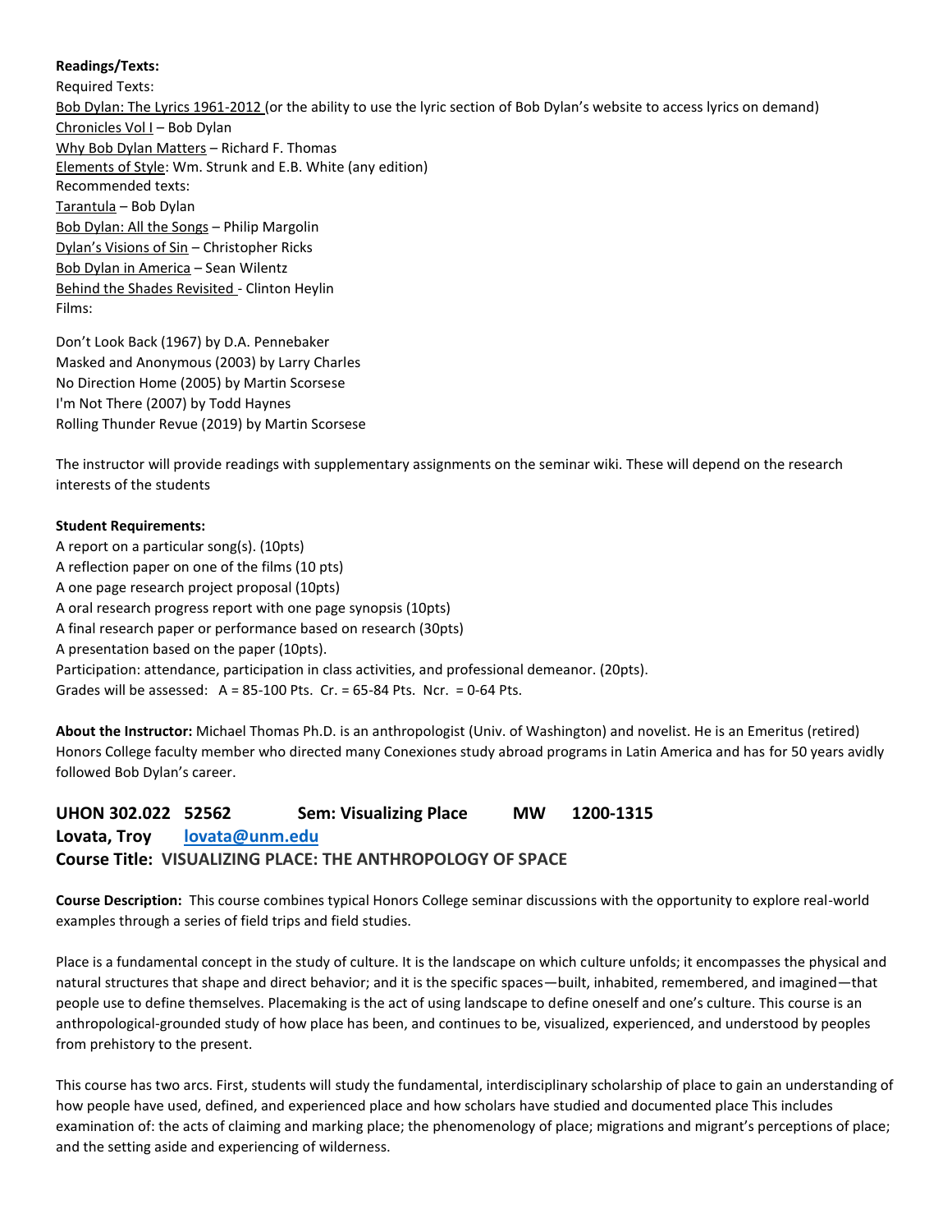**Readings/Texts:**

Required Texts:

Bob Dylan: The Lyrics 1961-2012 (or the ability to use the lyric section of Bob Dylan's website to access lyrics on demand)
Chronicles Vol I – Bob Dylan
Why Bob Dylan Matters – Richard F. Thomas
Elements of Style: Wm. Strunk and E.B. White (any edition)

Recommended texts:

Tarantula – Bob Dylan
Bob Dylan: All the Songs – Philip Margolin
Dylan's Visions of Sin – Christopher Ricks
Bob Dylan in America – Sean Wilentz
Behind the Shades Revisited - Clinton Heylin

Films:

Don't Look Back (1967) by D.A. Pennebaker
Masked and Anonymous (2003) by Larry Charles
No Direction Home (2005) by Martin Scorsese
I'm Not There (2007) by Todd Haynes
Rolling Thunder Revue (2019) by Martin Scorsese

The instructor will provide readings with supplementary assignments on the seminar wiki. These will depend on the research interests of the students

**Student Requirements:**

A report on a particular song(s). (10pts)
A reflection paper on one of the films (10 pts)
A one page research project proposal (10pts)
A oral research progress report with one page synopsis (10pts)
A final research paper or performance based on research (30pts)
A presentation based on the paper (10pts).
Participation: attendance, participation in class activities, and professional demeanor. (20pts).
Grades will be assessed: A = 85-100 Pts. Cr. = 65-84 Pts. Ncr. = 0-64 Pts.

**About the Instructor:** Michael Thomas Ph.D. is an anthropologist (Univ. of Washington) and novelist. He is an Emeritus (retired) Honors College faculty member who directed many Conexiones study abroad programs in Latin America and has for 50 years avidly followed Bob Dylan's career.

## UHON 302.022 52562 Sem: Visualizing Place MW 1200-1315

**Lovata, Troy lovata@unm.edu**

**Course Title: VISUALIZING PLACE: THE ANTHROPOLOGY OF SPACE**

**Course Description:** This course combines typical Honors College seminar discussions with the opportunity to explore real-world examples through a series of field trips and field studies.

Place is a fundamental concept in the study of culture. It is the landscape on which culture unfolds; it encompasses the physical and natural structures that shape and direct behavior; and it is the specific spaces—built, inhabited, remembered, and imagined—that people use to define themselves. Placemaking is the act of using landscape to define oneself and one's culture. This course is an anthropological-grounded study of how place has been, and continues to be, visualized, experienced, and understood by peoples from prehistory to the present.

This course has two arcs. First, students will study the fundamental, interdisciplinary scholarship of place to gain an understanding of how people have used, defined, and experienced place and how scholars have studied and documented place This includes examination of: the acts of claiming and marking place; the phenomenology of place; migrations and migrant's perceptions of place; and the setting aside and experiencing of wilderness.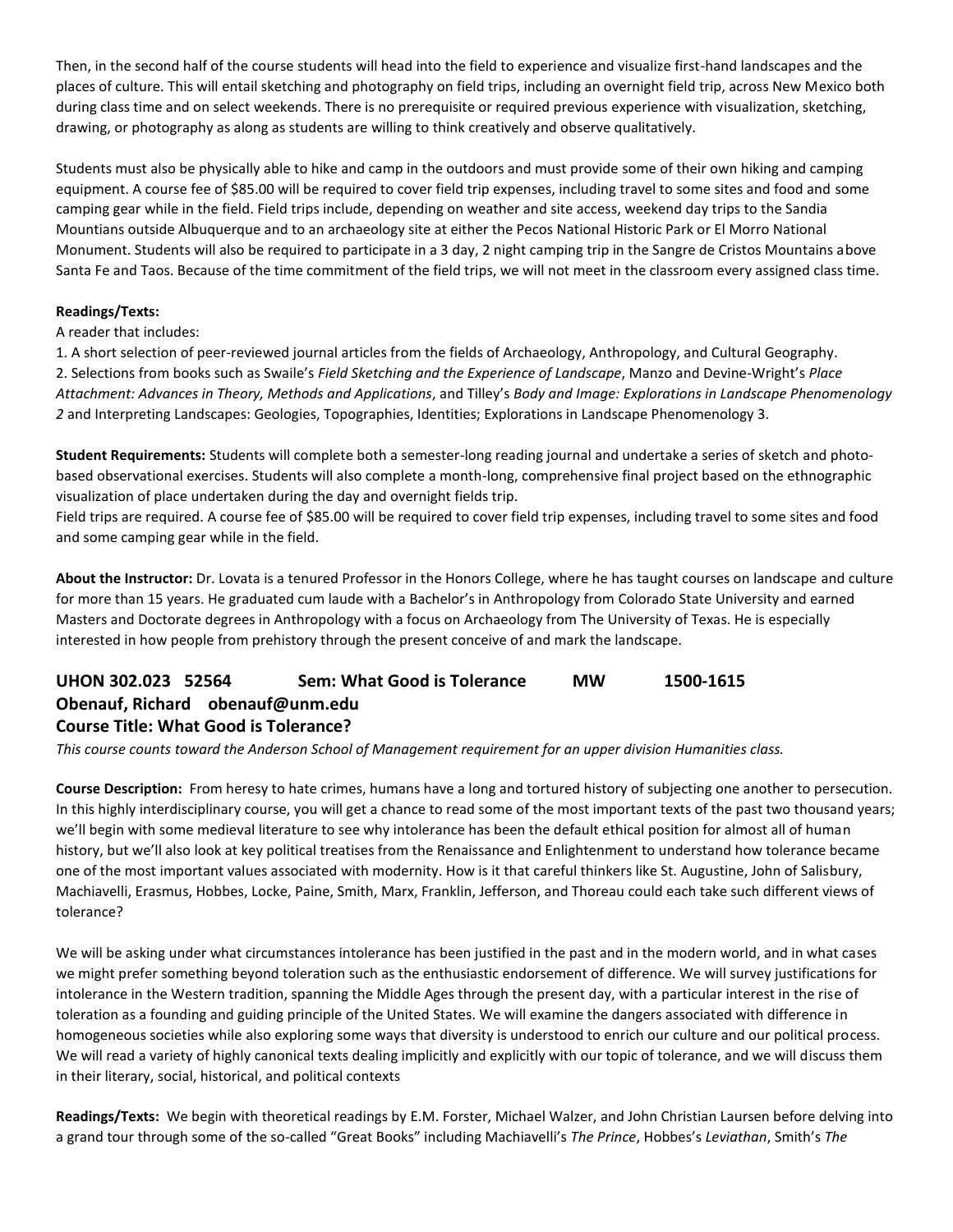Then, in the second half of the course students will head into the field to experience and visualize first-hand landscapes and the places of culture. This will entail sketching and photography on field trips, including an overnight field trip, across New Mexico both during class time and on select weekends. There is no prerequisite or required previous experience with visualization, sketching, drawing, or photography as along as students are willing to think creatively and observe qualitatively.

Students must also be physically able to hike and camp in the outdoors and must provide some of their own hiking and camping equipment. A course fee of $85.00 will be required to cover field trip expenses, including travel to some sites and food and some camping gear while in the field. Field trips include, depending on weather and site access, weekend day trips to the Sandia Mountians outside Albuquerque and to an archaeology site at either the Pecos National Historic Park or El Morro National Monument. Students will also be required to participate in a 3 day, 2 night camping trip in the Sangre de Cristos Mountains above Santa Fe and Taos. Because of the time commitment of the field trips, we will not meet in the classroom every assigned class time.

**Readings/Texts:**
A reader that includes:

1. A short selection of peer-reviewed journal articles from the fields of Archaeology, Anthropology, and Cultural Geography.
2. Selections from books such as Swaile's *Field Sketching and the Experience of Landscape*, Manzo and Devine-Wright's *Place Attachment: Advances in Theory, Methods and Applications*, and Tilley's *Body and Image: Explorations in Landscape Phenomenology 2* and Interpreting Landscapes: Geologies, Topographies, Identities; Explorations in Landscape Phenomenology 3.

**Student Requirements:** Students will complete both a semester-long reading journal and undertake a series of sketch and photo-based observational exercises. Students will also complete a month-long, comprehensive final project based on the ethnographic visualization of place undertaken during the day and overnight fields trip.
Field trips are required. A course fee of $85.00 will be required to cover field trip expenses, including travel to some sites and food and some camping gear while in the field.

**About the Instructor:** Dr. Lovata is a tenured Professor in the Honors College, where he has taught courses on landscape and culture for more than 15 years. He graduated cum laude with a Bachelor's in Anthropology from Colorado State University and earned Masters and Doctorate degrees in Anthropology with a focus on Archaeology from The University of Texas. He is especially interested in how people from prehistory through the present conceive of and mark the landscape.

## UHON 302.023 52564 Sem: What Good is Tolerance MW 1500-1615
## Obenauf, Richard obenauf@unm.edu
## Course Title: What Good is Tolerance?

*This course counts toward the Anderson School of Management requirement for an upper division Humanities class.*

**Course Description:** From heresy to hate crimes, humans have a long and tortured history of subjecting one another to persecution. In this highly interdisciplinary course, you will get a chance to read some of the most important texts of the past two thousand years; we'll begin with some medieval literature to see why intolerance has been the default ethical position for almost all of human history, but we'll also look at key political treatises from the Renaissance and Enlightenment to understand how tolerance became one of the most important values associated with modernity. How is it that careful thinkers like St. Augustine, John of Salisbury, Machiavelli, Erasmus, Hobbes, Locke, Paine, Smith, Marx, Franklin, Jefferson, and Thoreau could each take such different views of tolerance?

We will be asking under what circumstances intolerance has been justified in the past and in the modern world, and in what cases we might prefer something beyond toleration such as the enthusiastic endorsement of difference. We will survey justifications for intolerance in the Western tradition, spanning the Middle Ages through the present day, with a particular interest in the rise of toleration as a founding and guiding principle of the United States. We will examine the dangers associated with difference in homogeneous societies while also exploring some ways that diversity is understood to enrich our culture and our political process. We will read a variety of highly canonical texts dealing implicitly and explicitly with our topic of tolerance, and we will discuss them in their literary, social, historical, and political contexts

**Readings/Texts:** We begin with theoretical readings by E.M. Forster, Michael Walzer, and John Christian Laursen before delving into a grand tour through some of the so-called "Great Books" including Machiavelli's *The Prince*, Hobbes's *Leviathan*, Smith's *The*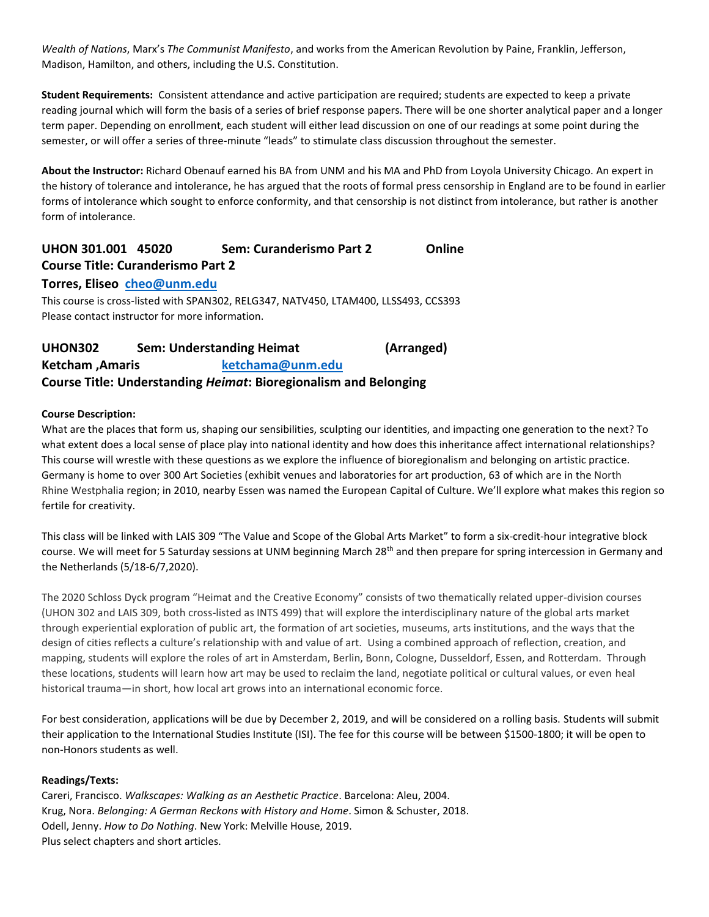*Wealth of Nations*, Marx's *The Communist Manifesto*, and works from the American Revolution by Paine, Franklin, Jefferson, Madison, Hamilton, and others, including the U.S. Constitution.

**Student Requirements:** Consistent attendance and active participation are required; students are expected to keep a private reading journal which will form the basis of a series of brief response papers. There will be one shorter analytical paper and a longer term paper. Depending on enrollment, each student will either lead discussion on one of our readings at some point during the semester, or will offer a series of three-minute "leads" to stimulate class discussion throughout the semester.

**About the Instructor:** Richard Obenauf earned his BA from UNM and his MA and PhD from Loyola University Chicago. An expert in the history of tolerance and intolerance, he has argued that the roots of formal press censorship in England are to be found in earlier forms of intolerance which sought to enforce conformity, and that censorship is not distinct from intolerance, but rather is another form of intolerance.

## UHON 301.001 45020 Sem: Curanderismo Part 2 Online

## Course Title: Curanderismo Part 2

### Torres, Eliseo cheo@unm.edu

This course is cross-listed with SPAN302, RELG347, NATV450, LTAM400, LLSS493, CCS393
Please contact instructor for more information.

## UHON302 Sem: Understanding Heimat (Arranged)

### Ketcham ,Amaris ketchama@unm.edu

## Course Title: Understanding *Heimat*: Bioregionalism and Belonging

**Course Description:**

What are the places that form us, shaping our sensibilities, sculpting our identities, and impacting one generation to the next? To what extent does a local sense of place play into national identity and how does this inheritance affect international relationships? This course will wrestle with these questions as we explore the influence of bioregionalism and belonging on artistic practice. Germany is home to over 300 Art Societies (exhibit venues and laboratories for art production, 63 of which are in the North Rhine Westphalia region; in 2010, nearby Essen was named the European Capital of Culture. We'll explore what makes this region so fertile for creativity.

This class will be linked with LAIS 309 "The Value and Scope of the Global Arts Market" to form a six-credit-hour integrative block course. We will meet for 5 Saturday sessions at UNM beginning March 28th and then prepare for spring intercession in Germany and the Netherlands (5/18-6/7,2020).

The 2020 Schloss Dyck program "Heimat and the Creative Economy" consists of two thematically related upper-division courses (UHON 302 and LAIS 309, both cross-listed as INTS 499) that will explore the interdisciplinary nature of the global arts market through experiential exploration of public art, the formation of art societies, museums, arts institutions, and the ways that the design of cities reflects a culture's relationship with and value of art. Using a combined approach of reflection, creation, and mapping, students will explore the roles of art in Amsterdam, Berlin, Bonn, Cologne, Dusseldorf, Essen, and Rotterdam. Through these locations, students will learn how art may be used to reclaim the land, negotiate political or cultural values, or even heal historical trauma—in short, how local art grows into an international economic force.

For best consideration, applications will be due by December 2, 2019, and will be considered on a rolling basis. Students will submit their application to the International Studies Institute (ISI). The fee for this course will be between $1500-1800; it will be open to non-Honors students as well.

**Readings/Texts:**

Careri, Francisco. *Walkscapes: Walking as an Aesthetic Practice*. Barcelona: Aleu, 2004.
Krug, Nora. *Belonging: A German Reckons with History and Home*. Simon & Schuster, 2018.
Odell, Jenny. *How to Do Nothing*. New York: Melville House, 2019.
Plus select chapters and short articles.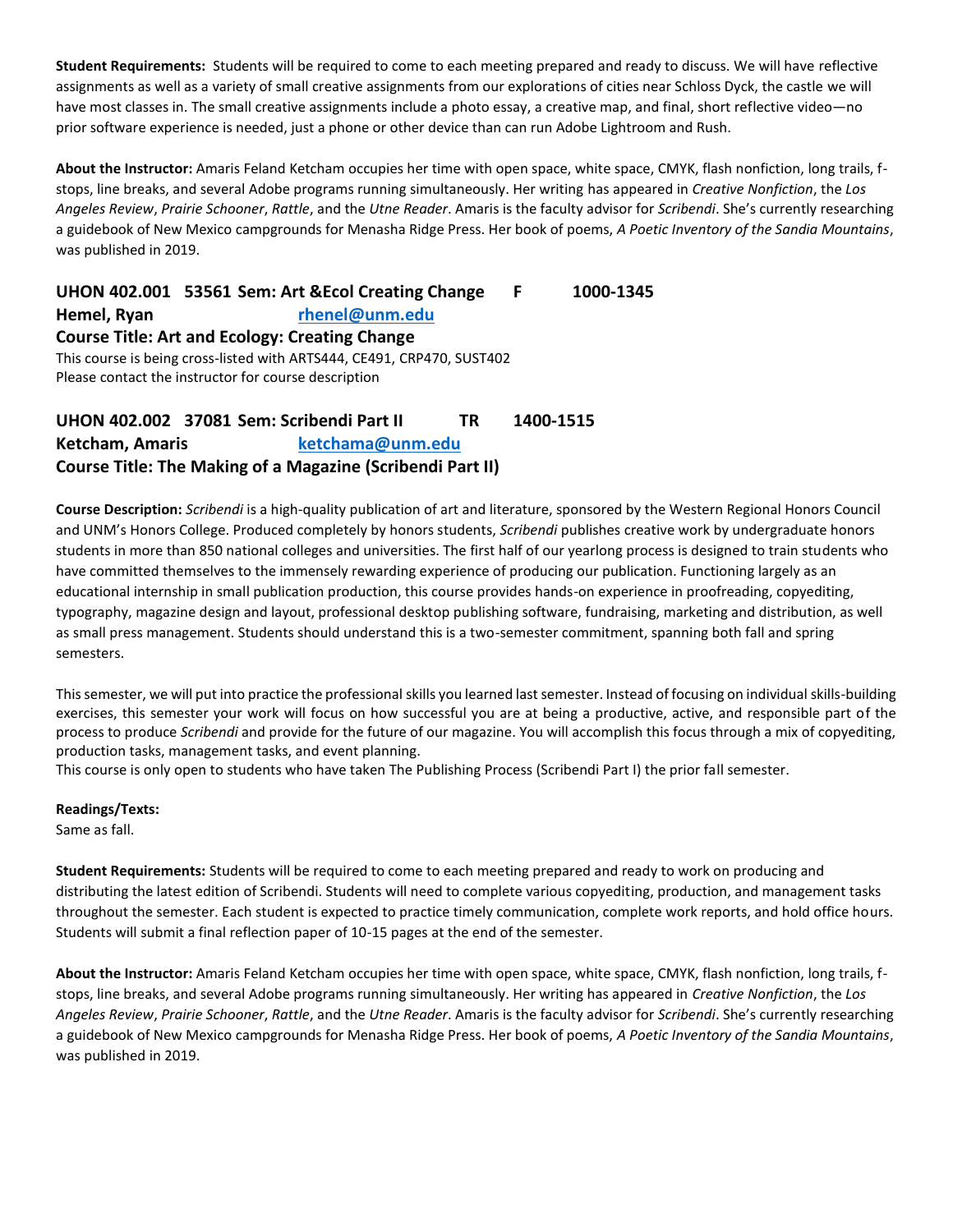**Student Requirements:** Students will be required to come to each meeting prepared and ready to discuss. We will have reflective assignments as well as a variety of small creative assignments from our explorations of cities near Schloss Dyck, the castle we will have most classes in. The small creative assignments include a photo essay, a creative map, and final, short reflective video—no prior software experience is needed, just a phone or other device than can run Adobe Lightroom and Rush.

**About the Instructor:** Amaris Feland Ketcham occupies her time with open space, white space, CMYK, flash nonfiction, long trails, f-stops, line breaks, and several Adobe programs running simultaneously. Her writing has appeared in *Creative Nonfiction*, the *Los Angeles Review*, *Prairie Schooner*, *Rattle*, and the *Utne Reader*. Amaris is the faculty advisor for *Scribendi*. She's currently researching a guidebook of New Mexico campgrounds for Menasha Ridge Press. Her book of poems, *A Poetic Inventory of the Sandia Mountains*, was published in 2019.

**UHON 402.001 53561 Sem: Art &Ecol Creating Change F 1000-1345**
**Hemel, Ryan [rhenel@unm.edu](mailto:rhenel@unm.edu)**
**Course Title: Art and Ecology: Creating Change**

This course is being cross-listed with ARTS444, CE491, CRP470, SUST402
Please contact the instructor for course description

**UHON 402.002 37081 Sem: Scribendi Part II TR 1400-1515**
**Ketcham, Amaris [ketchama@unm.edu](mailto:ketchama@unm.edu)**
**Course Title: The Making of a Magazine (Scribendi Part II)**

**Course Description:** *Scribendi* is a high-quality publication of art and literature, sponsored by the Western Regional Honors Council and UNM's Honors College. Produced completely by honors students, *Scribendi* publishes creative work by undergraduate honors students in more than 850 national colleges and universities. The first half of our yearlong process is designed to train students who have committed themselves to the immensely rewarding experience of producing our publication. Functioning largely as an educational internship in small publication production, this course provides hands-on experience in proofreading, copyediting, typography, magazine design and layout, professional desktop publishing software, fundraising, marketing and distribution, as well as small press management. Students should understand this is a two-semester commitment, spanning both fall and spring semesters.

This semester, we will put into practice the professional skills you learned last semester. Instead of focusing on individual skills-building exercises, this semester your work will focus on how successful you are at being a productive, active, and responsible part of the process to produce *Scribendi* and provide for the future of our magazine. You will accomplish this focus through a mix of copyediting, production tasks, management tasks, and event planning.
This course is only open to students who have taken The Publishing Process (Scribendi Part I) the prior fall semester.

**Readings/Texts:**
Same as fall.

**Student Requirements:** Students will be required to come to each meeting prepared and ready to work on producing and distributing the latest edition of Scribendi. Students will need to complete various copyediting, production, and management tasks throughout the semester. Each student is expected to practice timely communication, complete work reports, and hold office hours. Students will submit a final reflection paper of 10-15 pages at the end of the semester.

**About the Instructor:** Amaris Feland Ketcham occupies her time with open space, white space, CMYK, flash nonfiction, long trails, f-stops, line breaks, and several Adobe programs running simultaneously. Her writing has appeared in *Creative Nonfiction*, the *Los Angeles Review*, *Prairie Schooner*, *Rattle*, and the *Utne Reader*. Amaris is the faculty advisor for *Scribendi*. She's currently researching a guidebook of New Mexico campgrounds for Menasha Ridge Press. Her book of poems, *A Poetic Inventory of the Sandia Mountains*, was published in 2019.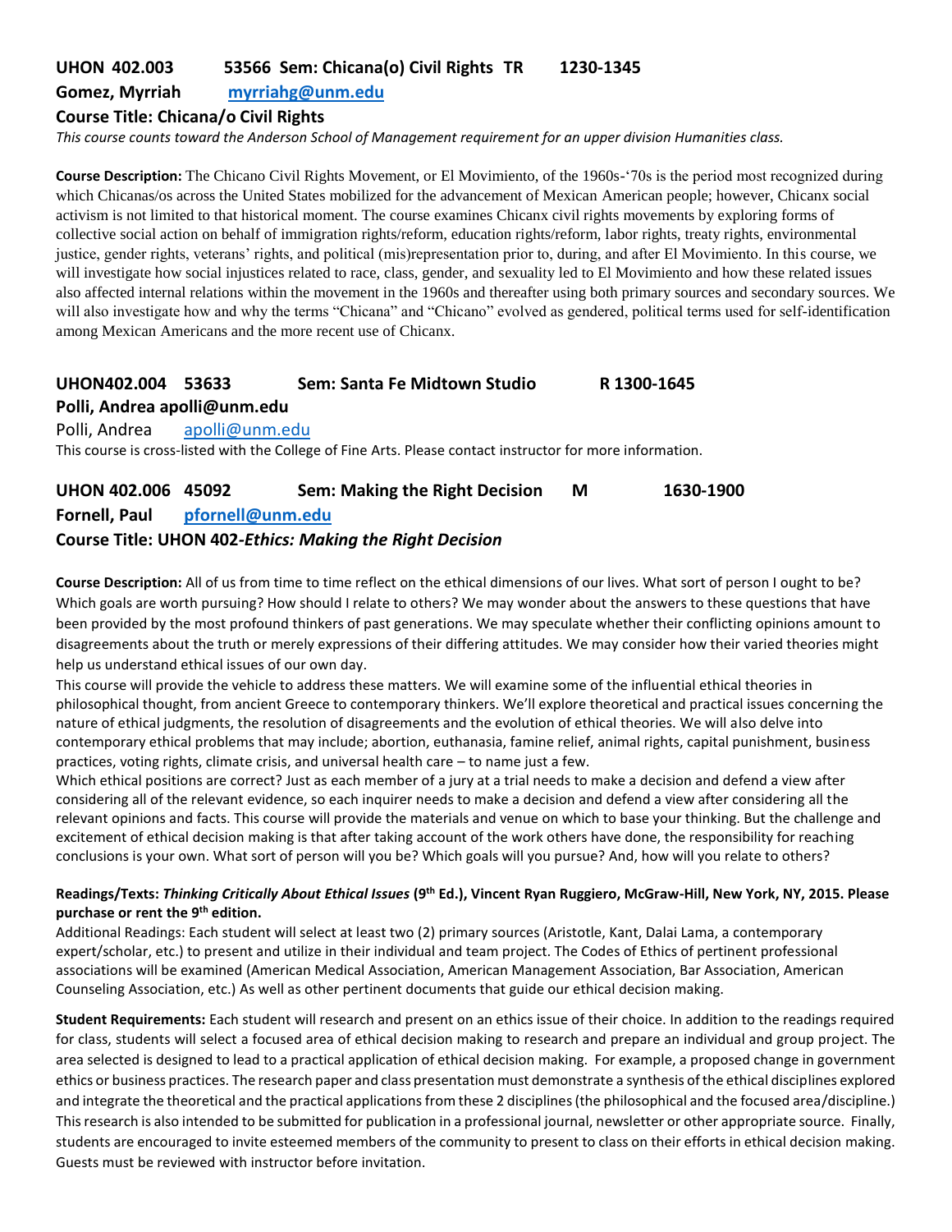**UHON 402.003 53566 Sem: Chicana(o) Civil Rights TR 1230-1345**

**Gomez, Myrriah** [myrriahg@unm.edu](mailto:myrriahg@unm.edu)

**Course Title: Chicana/o Civil Rights**

*This course counts toward the Anderson School of Management requirement for an upper division Humanities class.*

**Course Description:** The Chicano Civil Rights Movement, or El Movimiento, of the 1960s-'70s is the period most recognized during which Chicanas/os across the United States mobilized for the advancement of Mexican American people; however, Chicanx social activism is not limited to that historical moment. The course examines Chicanx civil rights movements by exploring forms of collective social action on behalf of immigration rights/reform, education rights/reform, labor rights, treaty rights, environmental justice, gender rights, veterans' rights, and political (mis)representation prior to, during, and after El Movimiento. In this course, we will investigate how social injustices related to race, class, gender, and sexuality led to El Movimiento and how these related issues also affected internal relations within the movement in the 1960s and thereafter using both primary sources and secondary sources. We will also investigate how and why the terms "Chicana" and "Chicano" evolved as gendered, political terms used for self-identification among Mexican Americans and the more recent use of Chicanx.

**UHON402.004 53633 Sem: Santa Fe Midtown Studio R 1300-1645**

**Polli, Andrea apolli@unm.edu**

Polli, Andrea [apolli@unm.edu](mailto:apolli@unm.edu)

This course is cross-listed with the College of Fine Arts. Please contact instructor for more information.

**UHON 402.006 45092 Sem: Making the Right Decision M 1630-1900**

**Fornell, Paul** [pfornell@unm.edu](mailto:pfornell@unm.edu)

**Course Title: UHON 402-*Ethics: Making the Right Decision***

**Course Description:** All of us from time to time reflect on the ethical dimensions of our lives. What sort of person I ought to be? Which goals are worth pursuing? How should I relate to others? We may wonder about the answers to these questions that have been provided by the most profound thinkers of past generations. We may speculate whether their conflicting opinions amount to disagreements about the truth or merely expressions of their differing attitudes. We may consider how their varied theories might help us understand ethical issues of our own day.

This course will provide the vehicle to address these matters. We will examine some of the influential ethical theories in philosophical thought, from ancient Greece to contemporary thinkers. We'll explore theoretical and practical issues concerning the nature of ethical judgments, the resolution of disagreements and the evolution of ethical theories. We will also delve into contemporary ethical problems that may include; abortion, euthanasia, famine relief, animal rights, capital punishment, business practices, voting rights, climate crisis, and universal health care – to name just a few.

Which ethical positions are correct? Just as each member of a jury at a trial needs to make a decision and defend a view after considering all of the relevant evidence, so each inquirer needs to make a decision and defend a view after considering all the relevant opinions and facts. This course will provide the materials and venue on which to base your thinking. But the challenge and excitement of ethical decision making is that after taking account of the work others have done, the responsibility for reaching conclusions is your own. What sort of person will you be? Which goals will you pursue? And, how will you relate to others?

**Readings/Texts: *Thinking Critically About Ethical Issues* (9th Ed.), Vincent Ryan Ruggiero, McGraw-Hill, New York, NY, 2015. Please purchase or rent the 9th edition.**

Additional Readings: Each student will select at least two (2) primary sources (Aristotle, Kant, Dalai Lama, a contemporary expert/scholar, etc.) to present and utilize in their individual and team project. The Codes of Ethics of pertinent professional associations will be examined (American Medical Association, American Management Association, Bar Association, American Counseling Association, etc.) As well as other pertinent documents that guide our ethical decision making.

**Student Requirements:** Each student will research and present on an ethics issue of their choice. In addition to the readings required for class, students will select a focused area of ethical decision making to research and prepare an individual and group project. The area selected is designed to lead to a practical application of ethical decision making. For example, a proposed change in government ethics or business practices. The research paper and class presentation must demonstrate a synthesis of the ethical disciplines explored and integrate the theoretical and the practical applications from these 2 disciplines (the philosophical and the focused area/discipline.) This research is also intended to be submitted for publication in a professional journal, newsletter or other appropriate source. Finally, students are encouraged to invite esteemed members of the community to present to class on their efforts in ethical decision making. Guests must be reviewed with instructor before invitation.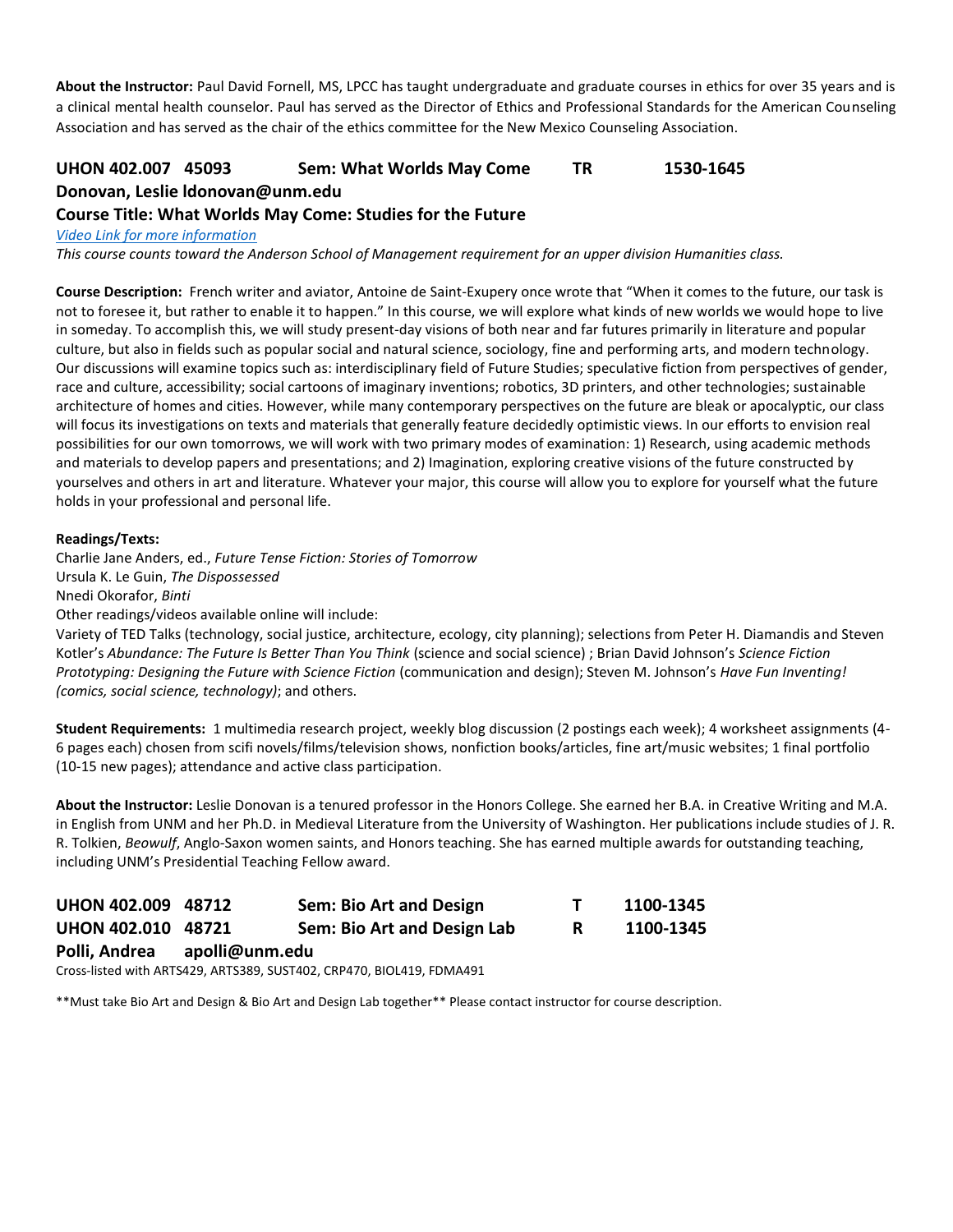**About the Instructor:** Paul David Fornell, MS, LPCC has taught undergraduate and graduate courses in ethics for over 35 years and is a clinical mental health counselor. Paul has served as the Director of Ethics and Professional Standards for the American Counseling Association and has served as the chair of the ethics committee for the New Mexico Counseling Association.

### UHON 402.007 45093 Sem: What Worlds May Come TR 1530-1645

### Donovan, Leslie ldonovan@unm.edu

### Course Title: What Worlds May Come: Studies for the Future

*Video Link for more information*

*This course counts toward the Anderson School of Management requirement for an upper division Humanities class.*

**Course Description:** French writer and aviator, Antoine de Saint-Exupery once wrote that "When it comes to the future, our task is not to foresee it, but rather to enable it to happen." In this course, we will explore what kinds of new worlds we would hope to live in someday. To accomplish this, we will study present-day visions of both near and far futures primarily in literature and popular culture, but also in fields such as popular social and natural science, sociology, fine and performing arts, and modern technology. Our discussions will examine topics such as: interdisciplinary field of Future Studies; speculative fiction from perspectives of gender, race and culture, accessibility; social cartoons of imaginary inventions; robotics, 3D printers, and other technologies; sustainable architecture of homes and cities. However, while many contemporary perspectives on the future are bleak or apocalyptic, our class will focus its investigations on texts and materials that generally feature decidedly optimistic views. In our efforts to envision real possibilities for our own tomorrows, we will work with two primary modes of examination: 1) Research, using academic methods and materials to develop papers and presentations; and 2) Imagination, exploring creative visions of the future constructed by yourselves and others in art and literature. Whatever your major, this course will allow you to explore for yourself what the future holds in your professional and personal life.

**Readings/Texts:**

Charlie Jane Anders, ed., *Future Tense Fiction: Stories of Tomorrow*

Ursula K. Le Guin, *The Dispossessed*

Nnedi Okorafor, *Binti*

Other readings/videos available online will include:

Variety of TED Talks (technology, social justice, architecture, ecology, city planning); selections from Peter H. Diamandis and Steven Kotler's *Abundance: The Future Is Better Than You Think* (science and social science) ; Brian David Johnson's *Science Fiction Prototyping: Designing the Future with Science Fiction* (communication and design); Steven M. Johnson's *Have Fun Inventing! (comics, social science, technology)*; and others.

**Student Requirements:** 1 multimedia research project, weekly blog discussion (2 postings each week); 4 worksheet assignments (4-6 pages each) chosen from scifi novels/films/television shows, nonfiction books/articles, fine art/music websites; 1 final portfolio (10-15 new pages); attendance and active class participation.

**About the Instructor:** Leslie Donovan is a tenured professor in the Honors College. She earned her B.A. in Creative Writing and M.A. in English from UNM and her Ph.D. in Medieval Literature from the University of Washington. Her publications include studies of J. R. R. Tolkien, *Beowulf*, Anglo-Saxon women saints, and Honors teaching. She has earned multiple awards for outstanding teaching, including UNM's Presidential Teaching Fellow award.

### UHON 402.009 48712 Sem: Bio Art and Design T 1100-1345

### UHON 402.010 48721 Sem: Bio Art and Design Lab R 1100-1345

### Polli, Andrea apolli@unm.edu

Cross-listed with ARTS429, ARTS389, SUST402, CRP470, BIOL419, FDMA491

**Must take Bio Art and Design & Bio Art and Design Lab together** Please contact instructor for course description.